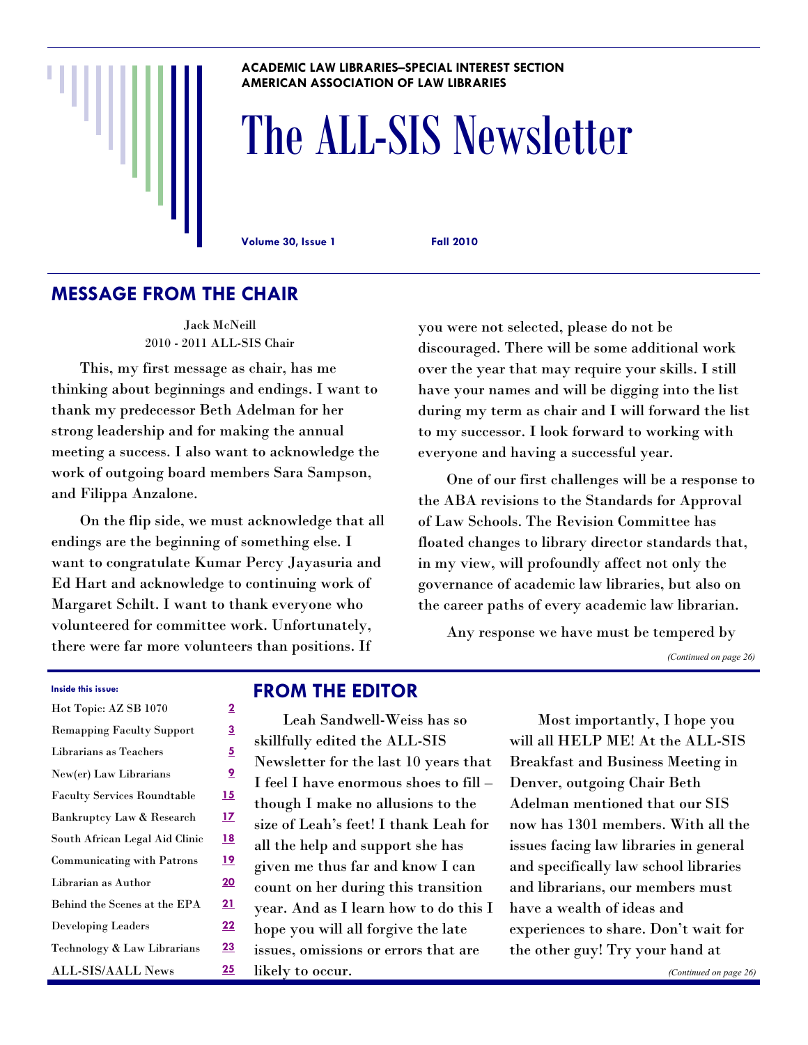ACADEMIC LAW LIBRARIES—SPECIAL INTEREST SECTION
AMERICAN ASSOCIATION OF LAW LIBRARIES

# The ALL-SIS Newsletter

**Volume 30, Issue 1** **Fall 2010**

## MESSAGE FROM THE CHAIR

Jack McNeill
2010 - 2011 ALL-SIS Chair

This, my first message as chair, has me thinking about beginnings and endings. I want to thank my predecessor Beth Adelman for her strong leadership and for making the annual meeting a success. I also want to acknowledge the work of outgoing board members Sara Sampson, and Filippa Anzalone.

On the flip side, we must acknowledge that all endings are the beginning of something else. I want to congratulate Kumar Percy Jayasuria and Ed Hart and acknowledge to continuing work of Margaret Schilt. I want to thank everyone who volunteered for committee work. Unfortunately, there were far more volunteers than positions. If you were not selected, please do not be discouraged. There will be some additional work over the year that may require your skills. I still have your names and will be digging into the list during my term as chair and I will forward the list to my successor. I look forward to working with everyone and having a successful year.

One of our first challenges will be a response to the ABA revisions to the Standards for Approval of Law Schools. The Revision Committee has floated changes to library director standards that, in my view, will profoundly affect not only the governance of academic law libraries, but also on the career paths of every academic law librarian.

Any response we have must be tempered by

*(Continued on page 26)*

**Inside this issue:**

| | |
|---|---|
| Hot Topic: AZ SB 1070 | 2 |
| Remapping Faculty Support | 3 |
| Librarians as Teachers | 5 |
| New(er) Law Librarians | 9 |
| Faculty Services Roundtable | 15 |
| Bankruptcy Law & Research | 17 |
| South African Legal Aid Clinic | 18 |
| Communicating with Patrons | 19 |
| Librarian as Author | 20 |
| Behind the Scenes at the EPA | 21 |
| Developing Leaders | 22 |
| Technology & Law Librarians | 23 |
| ALL-SIS/AALL News | 25 |

## FROM THE EDITOR

Leah Sandwell-Weiss has so skillfully edited the ALL-SIS Newsletter for the last 10 years that I feel I have enormous shoes to fill – though I make no allusions to the size of Leah's feet! I thank Leah for all the help and support she has given me thus far and know I can count on her during this transition year. And as I learn how to do this I hope you will all forgive the late issues, omissions or errors that are likely to occur.

Most importantly, I hope you will all HELP ME! At the ALL-SIS Breakfast and Business Meeting in Denver, outgoing Chair Beth Adelman mentioned that our SIS now has 1301 members. With all the issues facing law libraries in general and specifically law school libraries and librarians, our members must have a wealth of ideas and experiences to share. Don't wait for the other guy! Try your hand at

*(Continued on page 26)*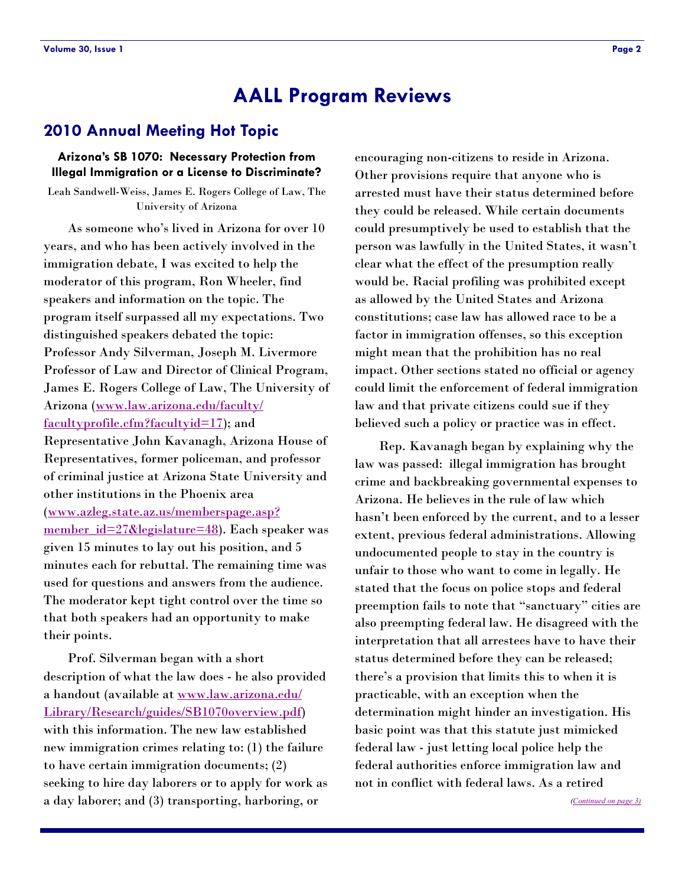# AALL Program Reviews

## 2010 Annual Meeting Hot Topic

### Arizona's SB 1070: Necessary Protection from Illegal Immigration or a License to Discriminate?

Leah Sandwell-Weiss, James E. Rogers College of Law, The University of Arizona

As someone who's lived in Arizona for over 10 years, and who has been actively involved in the immigration debate, I was excited to help the moderator of this program, Ron Wheeler, find speakers and information on the topic. The program itself surpassed all my expectations. Two distinguished speakers debated the topic: Professor Andy Silverman, Joseph M. Livermore Professor of Law and Director of Clinical Program, James E. Rogers College of Law, The University of Arizona (www.law.arizona.edu/faculty/facultyprofile.cfm?facultyid=17); and Representative John Kavanagh, Arizona House of Representatives, former policeman, and professor of criminal justice at Arizona State University and other institutions in the Phoenix area (www.azleg.state.az.us/memberspage.asp?member_id=27&legislature=48). Each speaker was given 15 minutes to lay out his position, and 5 minutes each for rebuttal. The remaining time was used for questions and answers from the audience. The moderator kept tight control over the time so that both speakers had an opportunity to make their points.

Prof. Silverman began with a short description of what the law does - he also provided a handout (available at www.law.arizona.edu/Library/Research/guides/SB1070overview.pdf) with this information. The new law established new immigration crimes relating to: (1) the failure to have certain immigration documents; (2) seeking to hire day laborers or to apply for work as a day laborer; and (3) transporting, harboring, or encouraging non-citizens to reside in Arizona. Other provisions require that anyone who is arrested must have their status determined before they could be released. While certain documents could presumptively be used to establish that the person was lawfully in the United States, it wasn't clear what the effect of the presumption really would be. Racial profiling was prohibited except as allowed by the United States and Arizona constitutions; case law has allowed race to be a factor in immigration offenses, so this exception might mean that the prohibition has no real impact. Other sections stated no official or agency could limit the enforcement of federal immigration law and that private citizens could sue if they believed such a policy or practice was in effect.

Rep. Kavanagh began by explaining why the law was passed: illegal immigration has brought crime and backbreaking governmental expenses to Arizona. He believes in the rule of law which hasn't been enforced by the current, and to a lesser extent, previous federal administrations. Allowing undocumented people to stay in the country is unfair to those who want to come in legally. He stated that the focus on police stops and federal preemption fails to note that "sanctuary" cities are also preempting federal law. He disagreed with the interpretation that all arrestees have to have their status determined before they can be released; there's a provision that limits this to when it is practicable, with an exception when the determination might hinder an investigation. His basic point was that this statute just mimicked federal law - just letting local police help the federal authorities enforce immigration law and not in conflict with federal laws. As a retired

*(Continued on page 3)*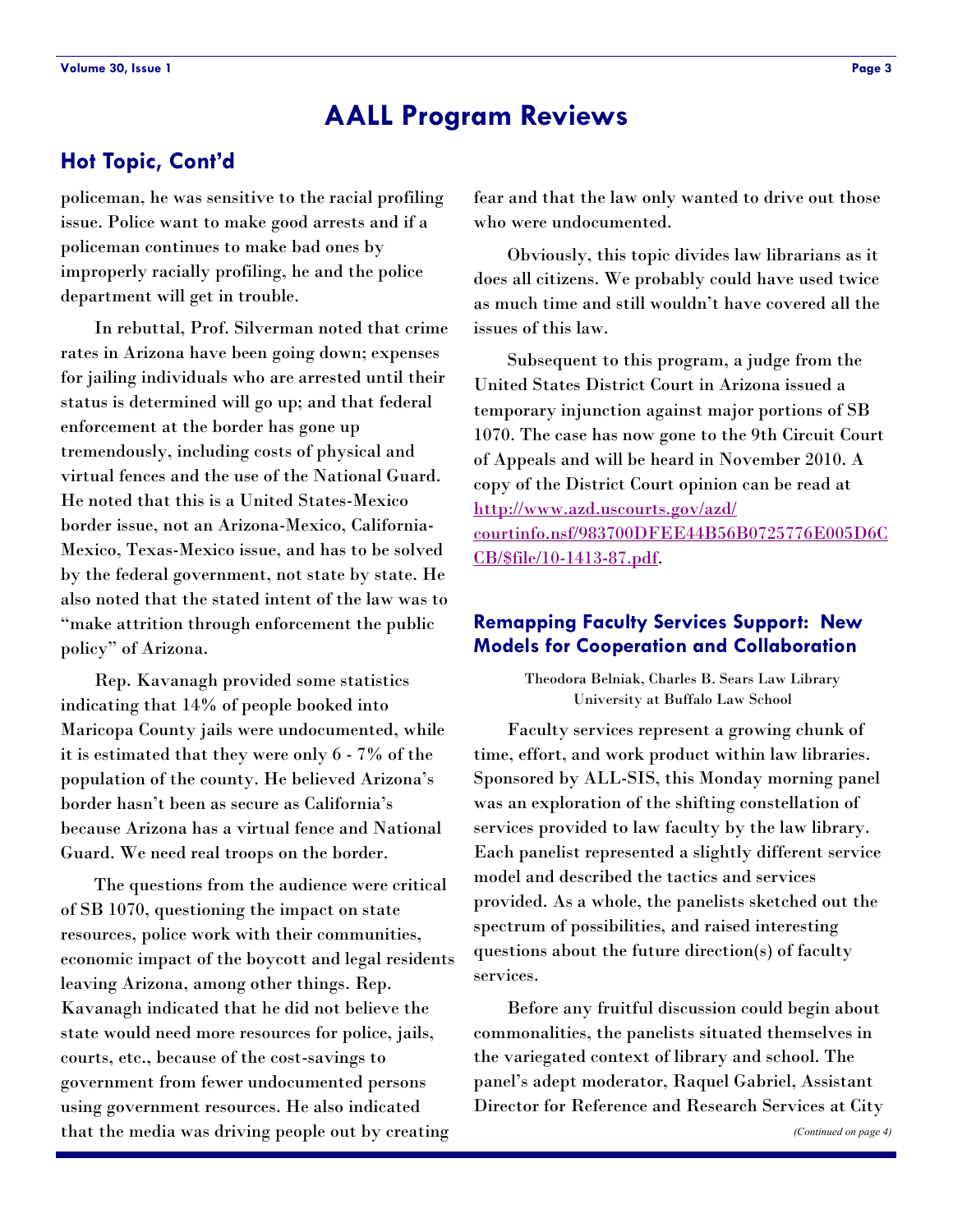# AALL Program Reviews

## Hot Topic, Cont'd

policeman, he was sensitive to the racial profiling issue. Police want to make good arrests and if a policeman continues to make bad ones by improperly racially profiling, he and the police department will get in trouble.

In rebuttal, Prof. Silverman noted that crime rates in Arizona have been going down; expenses for jailing individuals who are arrested until their status is determined will go up; and that federal enforcement at the border has gone up tremendously, including costs of physical and virtual fences and the use of the National Guard. He noted that this is a United States-Mexico border issue, not an Arizona-Mexico, California-Mexico, Texas-Mexico issue, and has to be solved by the federal government, not state by state. He also noted that the stated intent of the law was to "make attrition through enforcement the public policy" of Arizona.

Rep. Kavanagh provided some statistics indicating that 14% of people booked into Maricopa County jails were undocumented, while it is estimated that they were only 6 - 7% of the population of the county. He believed Arizona's border hasn't been as secure as California's because Arizona has a virtual fence and National Guard. We need real troops on the border.

The questions from the audience were critical of SB 1070, questioning the impact on state resources, police work with their communities, economic impact of the boycott and legal residents leaving Arizona, among other things. Rep. Kavanagh indicated that he did not believe the state would need more resources for police, jails, courts, etc., because of the cost-savings to government from fewer undocumented persons using government resources. He also indicated that the media was driving people out by creating fear and that the law only wanted to drive out those who were undocumented.

Obviously, this topic divides law librarians as it does all citizens. We probably could have used twice as much time and still wouldn't have covered all the issues of this law.

Subsequent to this program, a judge from the United States District Court in Arizona issued a temporary injunction against major portions of SB 1070. The case has now gone to the 9th Circuit Court of Appeals and will be heard in November 2010. A copy of the District Court opinion can be read at [http://www.azd.uscourts.gov/azd/courtinfo.nsf/983700DFEE44B56B0725776E005D6CCB/$file/10-1413-87.pdf](http://www.azd.uscourts.gov/azd/courtinfo.nsf/983700DFEE44B56B0725776E005D6CCB/$file/10-1413-87.pdf).

## Remapping Faculty Services Support: New Models for Cooperation and Collaboration

Theodora Belniak, Charles B. Sears Law Library
University at Buffalo Law School

Faculty services represent a growing chunk of time, effort, and work product within law libraries. Sponsored by ALL-SIS, this Monday morning panel was an exploration of the shifting constellation of services provided to law faculty by the law library. Each panelist represented a slightly different service model and described the tactics and services provided. As a whole, the panelists sketched out the spectrum of possibilities, and raised interesting questions about the future direction(s) of faculty services.

Before any fruitful discussion could begin about commonalities, the panelists situated themselves in the variegated context of library and school. The panel's adept moderator, Raquel Gabriel, Assistant Director for Reference and Research Services at City

*(Continued on page 4)*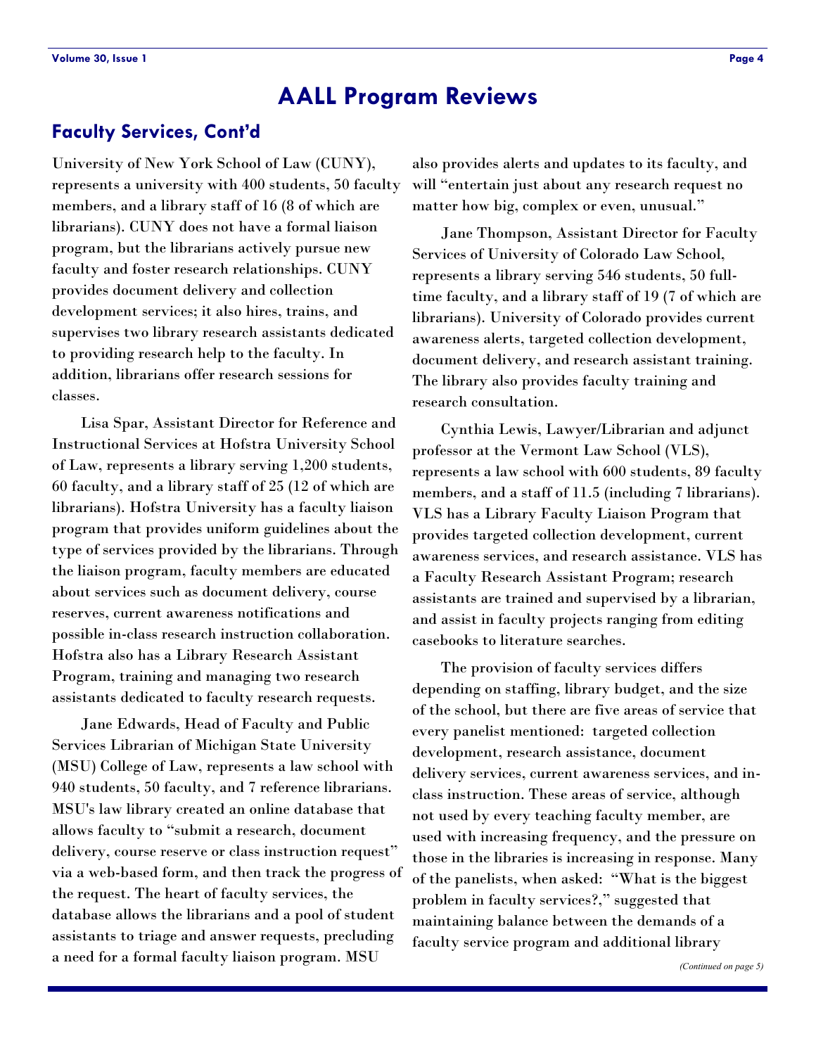# AALL Program Reviews

## Faculty Services, Cont'd

University of New York School of Law (CUNY), represents a university with 400 students, 50 faculty members, and a library staff of 16 (8 of which are librarians). CUNY does not have a formal liaison program, but the librarians actively pursue new faculty and foster research relationships. CUNY provides document delivery and collection development services; it also hires, trains, and supervises two library research assistants dedicated to providing research help to the faculty. In addition, librarians offer research sessions for classes.

Lisa Spar, Assistant Director for Reference and Instructional Services at Hofstra University School of Law, represents a library serving 1,200 students, 60 faculty, and a library staff of 25 (12 of which are librarians). Hofstra University has a faculty liaison program that provides uniform guidelines about the type of services provided by the librarians. Through the liaison program, faculty members are educated about services such as document delivery, course reserves, current awareness notifications and possible in-class research instruction collaboration. Hofstra also has a Library Research Assistant Program, training and managing two research assistants dedicated to faculty research requests.

Jane Edwards, Head of Faculty and Public Services Librarian of Michigan State University (MSU) College of Law, represents a law school with 940 students, 50 faculty, and 7 reference librarians. MSU's law library created an online database that allows faculty to "submit a research, document delivery, course reserve or class instruction request" via a web-based form, and then track the progress of the request. The heart of faculty services, the database allows the librarians and a pool of student assistants to triage and answer requests, precluding a need for a formal faculty liaison program. MSU also provides alerts and updates to its faculty, and will "entertain just about any research request no matter how big, complex or even, unusual."

Jane Thompson, Assistant Director for Faculty Services of University of Colorado Law School, represents a library serving 546 students, 50 full-time faculty, and a library staff of 19 (7 of which are librarians). University of Colorado provides current awareness alerts, targeted collection development, document delivery, and research assistant training. The library also provides faculty training and research consultation.

Cynthia Lewis, Lawyer/Librarian and adjunct professor at the Vermont Law School (VLS), represents a law school with 600 students, 89 faculty members, and a staff of 11.5 (including 7 librarians). VLS has a Library Faculty Liaison Program that provides targeted collection development, current awareness services, and research assistance. VLS has a Faculty Research Assistant Program; research assistants are trained and supervised by a librarian, and assist in faculty projects ranging from editing casebooks to literature searches.

The provision of faculty services differs depending on staffing, library budget, and the size of the school, but there are five areas of service that every panelist mentioned: targeted collection development, research assistance, document delivery services, current awareness services, and in-class instruction. These areas of service, although not used by every teaching faculty member, are used with increasing frequency, and the pressure on those in the libraries is increasing in response. Many of the panelists, when asked: "What is the biggest problem in faculty services?," suggested that maintaining balance between the demands of a faculty service program and additional library

*(Continued on page 5)*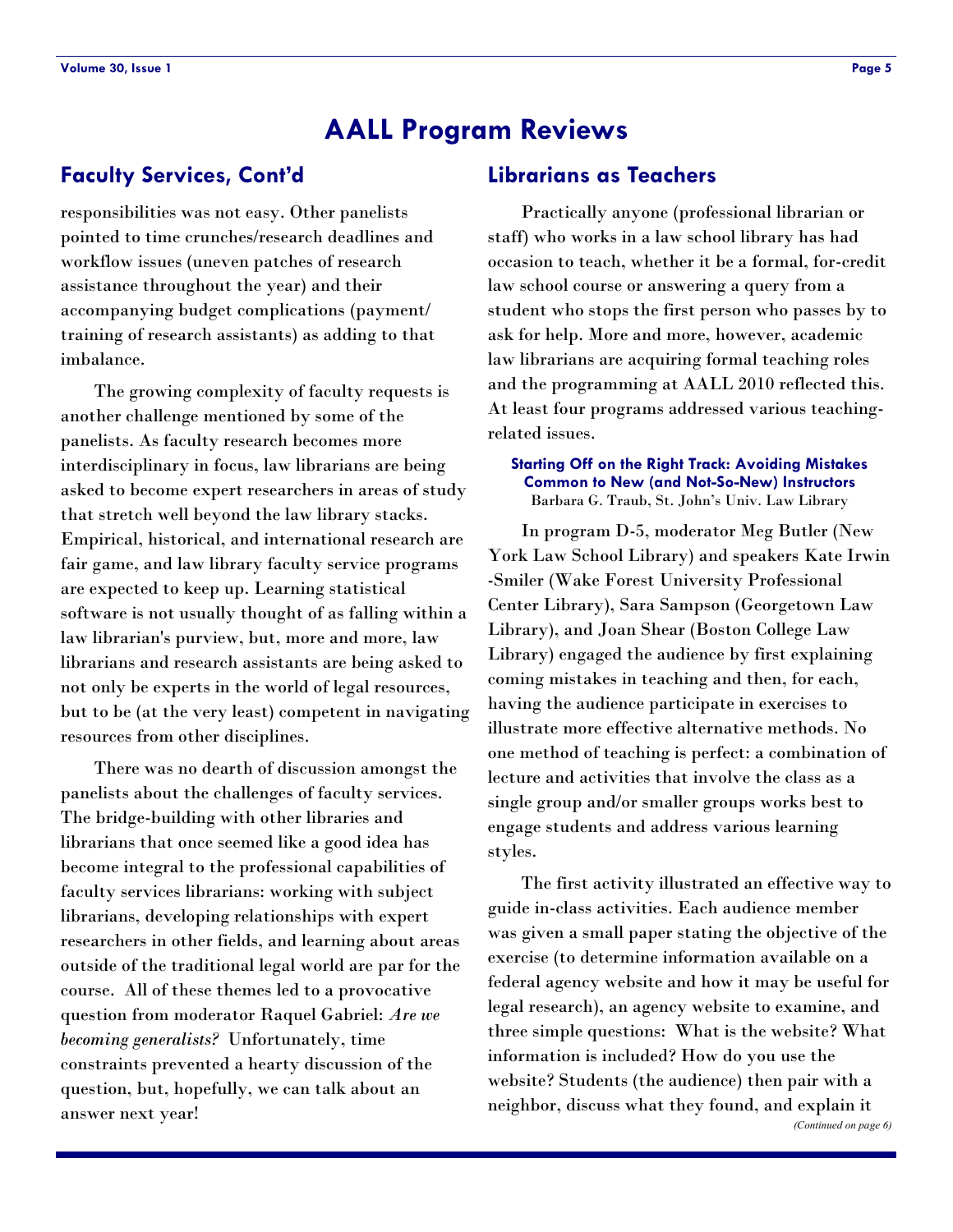# AALL Program Reviews

## Faculty Services, Cont'd

responsibilities was not easy. Other panelists pointed to time crunches/research deadlines and workflow issues (uneven patches of research assistance throughout the year) and their accompanying budget complications (payment/ training of research assistants) as adding to that imbalance.

The growing complexity of faculty requests is another challenge mentioned by some of the panelists. As faculty research becomes more interdisciplinary in focus, law librarians are being asked to become expert researchers in areas of study that stretch well beyond the law library stacks. Empirical, historical, and international research are fair game, and law library faculty service programs are expected to keep up. Learning statistical software is not usually thought of as falling within a law librarian's purview, but, more and more, law librarians and research assistants are being asked to not only be experts in the world of legal resources, but to be (at the very least) competent in navigating resources from other disciplines.

There was no dearth of discussion amongst the panelists about the challenges of faculty services. The bridge-building with other libraries and librarians that once seemed like a good idea has become integral to the professional capabilities of faculty services librarians: working with subject librarians, developing relationships with expert researchers in other fields, and learning about areas outside of the traditional legal world are par for the course. All of these themes led to a provocative question from moderator Raquel Gabriel: *Are we becoming generalists?* Unfortunately, time constraints prevented a hearty discussion of the question, but, hopefully, we can talk about an answer next year!

## Librarians as Teachers

Practically anyone (professional librarian or staff) who works in a law school library has had occasion to teach, whether it be a formal, for-credit law school course or answering a query from a student who stops the first person who passes by to ask for help. More and more, however, academic law librarians are acquiring formal teaching roles and the programming at AALL 2010 reflected this. At least four programs addressed various teaching-related issues.

### Starting Off on the Right Track: Avoiding Mistakes Common to New (and Not-So-New) Instructors

Barbara G. Traub, St. John's Univ. Law Library

In program D-5, moderator Meg Butler (New York Law School Library) and speakers Kate Irwin-Smiler (Wake Forest University Professional Center Library), Sara Sampson (Georgetown Law Library), and Joan Shear (Boston College Law Library) engaged the audience by first explaining coming mistakes in teaching and then, for each, having the audience participate in exercises to illustrate more effective alternative methods. No one method of teaching is perfect: a combination of lecture and activities that involve the class as a single group and/or smaller groups works best to engage students and address various learning styles.

The first activity illustrated an effective way to guide in-class activities. Each audience member was given a small paper stating the objective of the exercise (to determine information available on a federal agency website and how it may be useful for legal research), an agency website to examine, and three simple questions: What is the website? What information is included? How do you use the website? Students (the audience) then pair with a neighbor, discuss what they found, and explain it

*(Continued on page 6)*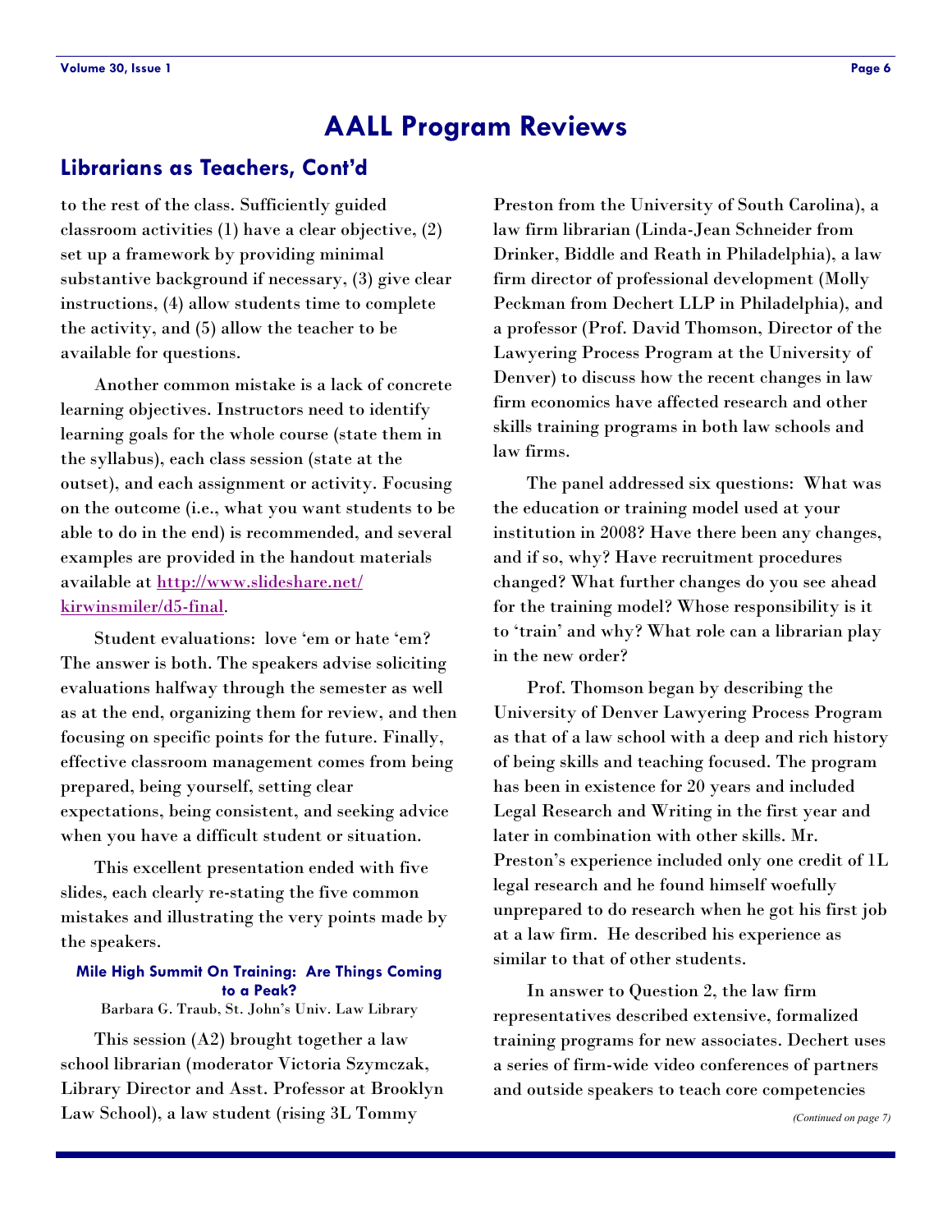# AALL Program Reviews

## Librarians as Teachers, Cont'd

to the rest of the class. Sufficiently guided classroom activities (1) have a clear objective, (2) set up a framework by providing minimal substantive background if necessary, (3) give clear instructions, (4) allow students time to complete the activity, and (5) allow the teacher to be available for questions.

Another common mistake is a lack of concrete learning objectives. Instructors need to identify learning goals for the whole course (state them in the syllabus), each class session (state at the outset), and each assignment or activity. Focusing on the outcome (i.e., what you want students to be able to do in the end) is recommended, and several examples are provided in the handout materials available at [http://www.slideshare.net/kirwinsmiler/d5-final](http://www.slideshare.net/kirwinsmiler/d5-final).

Student evaluations: love 'em or hate 'em? The answer is both. The speakers advise soliciting evaluations halfway through the semester as well as at the end, organizing them for review, and then focusing on specific points for the future. Finally, effective classroom management comes from being prepared, being yourself, setting clear expectations, being consistent, and seeking advice when you have a difficult student or situation.

This excellent presentation ended with five slides, each clearly re-stating the five common mistakes and illustrating the very points made by the speakers.

### Mile High Summit On Training: Are Things Coming to a Peak?

Barbara G. Traub, St. John's Univ. Law Library

This session (A2) brought together a law school librarian (moderator Victoria Szymczak, Library Director and Asst. Professor at Brooklyn Law School), a law student (rising 3L Tommy Preston from the University of South Carolina), a law firm librarian (Linda-Jean Schneider from Drinker, Biddle and Reath in Philadelphia), a law firm director of professional development (Molly Peckman from Dechert LLP in Philadelphia), and a professor (Prof. David Thomson, Director of the Lawyering Process Program at the University of Denver) to discuss how the recent changes in law firm economics have affected research and other skills training programs in both law schools and law firms.

The panel addressed six questions: What was the education or training model used at your institution in 2008? Have there been any changes, and if so, why? Have recruitment procedures changed? What further changes do you see ahead for the training model? Whose responsibility is it to 'train' and why? What role can a librarian play in the new order?

Prof. Thomson began by describing the University of Denver Lawyering Process Program as that of a law school with a deep and rich history of being skills and teaching focused. The program has been in existence for 20 years and included Legal Research and Writing in the first year and later in combination with other skills. Mr. Preston's experience included only one credit of 1L legal research and he found himself woefully unprepared to do research when he got his first job at a law firm. He described his experience as similar to that of other students.

In answer to Question 2, the law firm representatives described extensive, formalized training programs for new associates. Dechert uses a series of firm-wide video conferences of partners and outside speakers to teach core competencies

*(Continued on page 7)*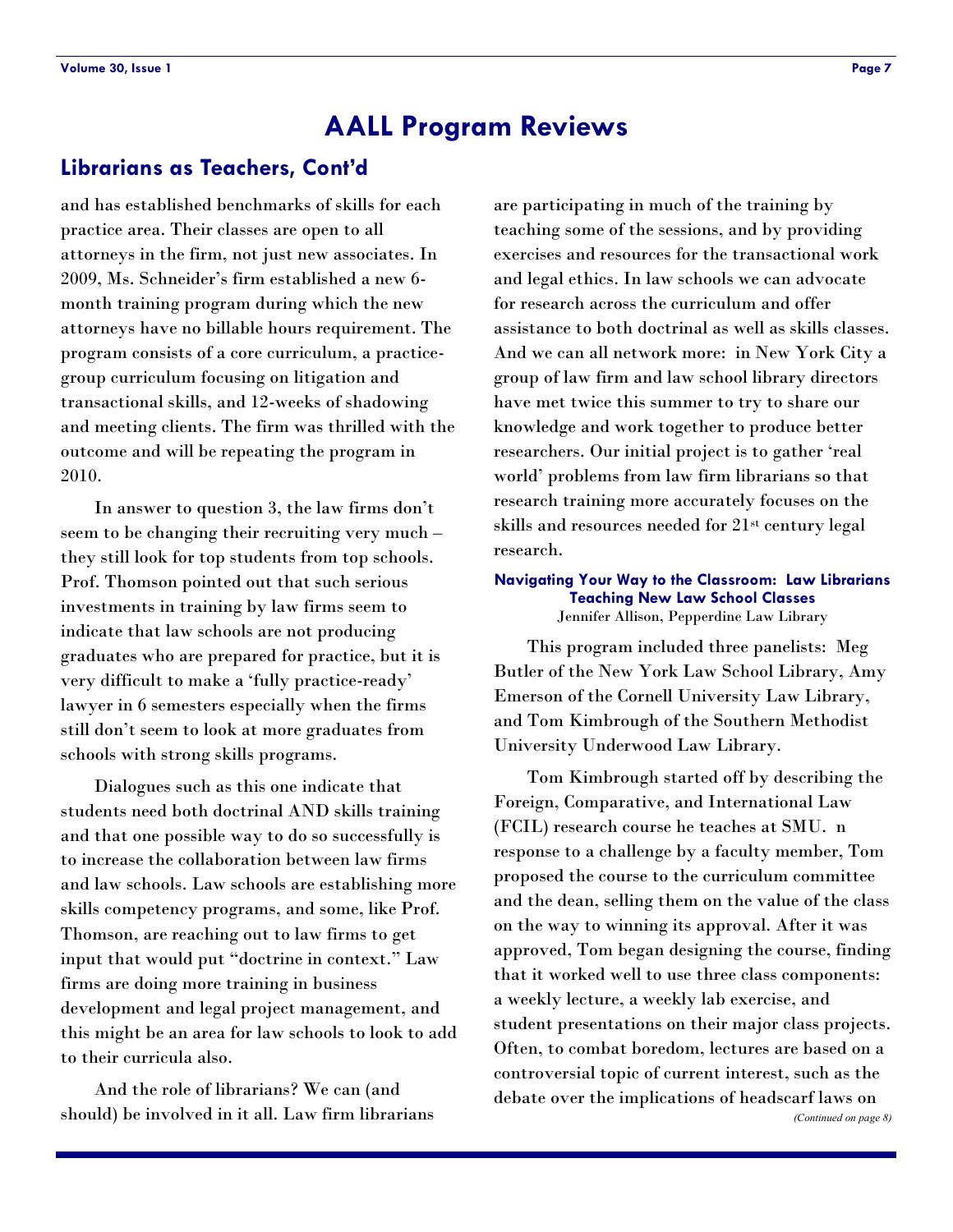# AALL Program Reviews

## Librarians as Teachers, Cont'd

and has established benchmarks of skills for each practice area. Their classes are open to all attorneys in the firm, not just new associates. In 2009, Ms. Schneider's firm established a new 6-month training program during which the new attorneys have no billable hours requirement. The program consists of a core curriculum, a practice-group curriculum focusing on litigation and transactional skills, and 12-weeks of shadowing and meeting clients. The firm was thrilled with the outcome and will be repeating the program in 2010.

In answer to question 3, the law firms don't seem to be changing their recruiting very much – they still look for top students from top schools. Prof. Thomson pointed out that such serious investments in training by law firms seem to indicate that law schools are not producing graduates who are prepared for practice, but it is very difficult to make a 'fully practice-ready' lawyer in 6 semesters especially when the firms still don't seem to look at more graduates from schools with strong skills programs.

Dialogues such as this one indicate that students need both doctrinal AND skills training and that one possible way to do so successfully is to increase the collaboration between law firms and law schools. Law schools are establishing more skills competency programs, and some, like Prof. Thomson, are reaching out to law firms to get input that would put "doctrine in context." Law firms are doing more training in business development and legal project management, and this might be an area for law schools to look to add to their curricula also.

And the role of librarians? We can (and should) be involved in it all. Law firm librarians are participating in much of the training by teaching some of the sessions, and by providing exercises and resources for the transactional work and legal ethics. In law schools we can advocate for research across the curriculum and offer assistance to both doctrinal as well as skills classes. And we can all network more: in New York City a group of law firm and law school library directors have met twice this summer to try to share our knowledge and work together to produce better researchers. Our initial project is to gather 'real world' problems from law firm librarians so that research training more accurately focuses on the skills and resources needed for 21st century legal research.

### Navigating Your Way to the Classroom: Law Librarians Teaching New Law School Classes

Jennifer Allison, Pepperdine Law Library

This program included three panelists: Meg Butler of the New York Law School Library, Amy Emerson of the Cornell University Law Library, and Tom Kimbrough of the Southern Methodist University Underwood Law Library.

Tom Kimbrough started off by describing the Foreign, Comparative, and International Law (FCIL) research course he teaches at SMU. n response to a challenge by a faculty member, Tom proposed the course to the curriculum committee and the dean, selling them on the value of the class on the way to winning its approval. After it was approved, Tom began designing the course, finding that it worked well to use three class components: a weekly lecture, a weekly lab exercise, and student presentations on their major class projects. Often, to combat boredom, lectures are based on a controversial topic of current interest, such as the debate over the implications of headscarf laws on

*(Continued on page 8)*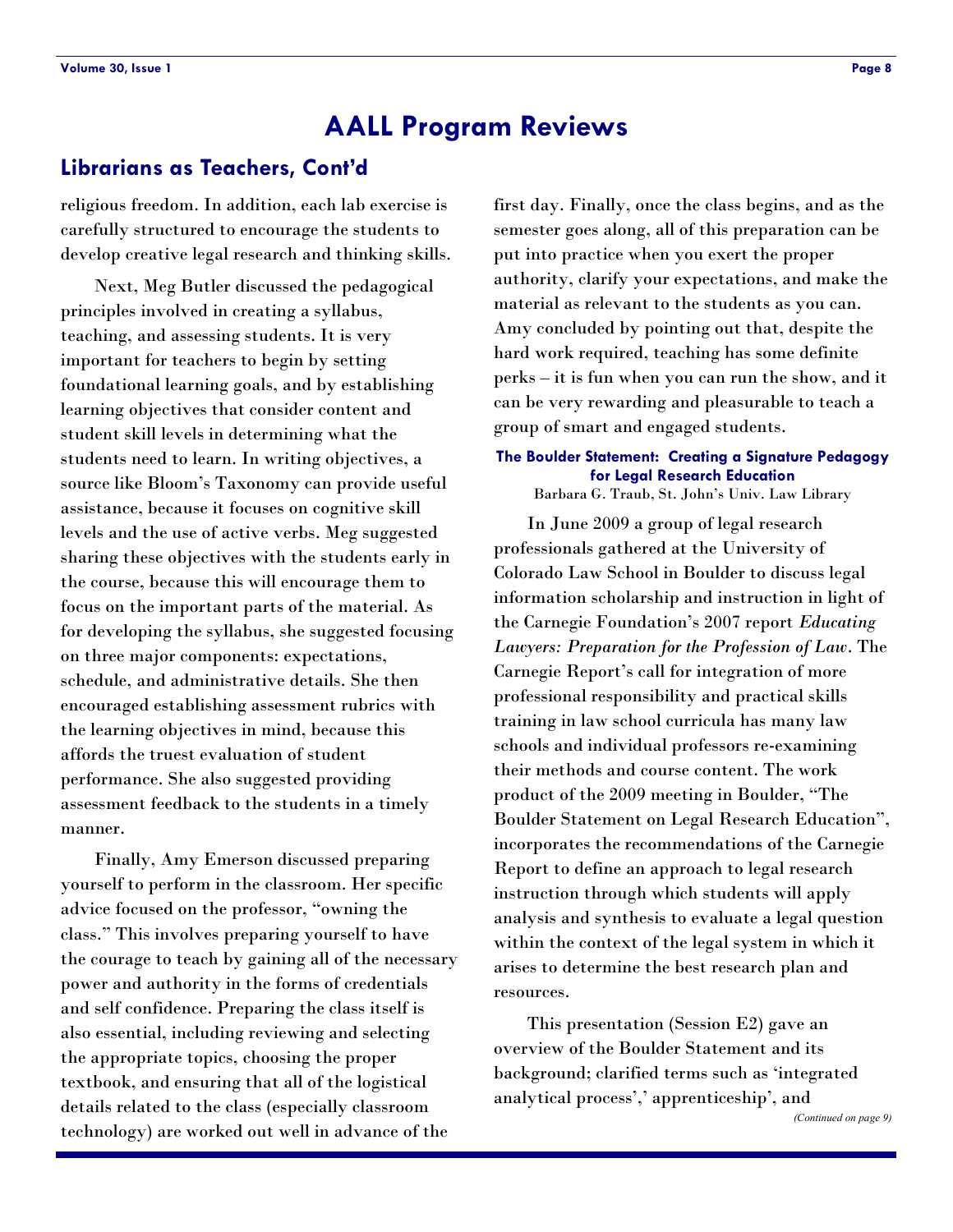# AALL Program Reviews

## Librarians as Teachers, Cont'd

religious freedom. In addition, each lab exercise is carefully structured to encourage the students to develop creative legal research and thinking skills.

Next, Meg Butler discussed the pedagogical principles involved in creating a syllabus, teaching, and assessing students. It is very important for teachers to begin by setting foundational learning goals, and by establishing learning objectives that consider content and student skill levels in determining what the students need to learn. In writing objectives, a source like Bloom's Taxonomy can provide useful assistance, because it focuses on cognitive skill levels and the use of active verbs. Meg suggested sharing these objectives with the students early in the course, because this will encourage them to focus on the important parts of the material. As for developing the syllabus, she suggested focusing on three major components: expectations, schedule, and administrative details. She then encouraged establishing assessment rubrics with the learning objectives in mind, because this affords the truest evaluation of student performance. She also suggested providing assessment feedback to the students in a timely manner.

Finally, Amy Emerson discussed preparing yourself to perform in the classroom. Her specific advice focused on the professor, "owning the class." This involves preparing yourself to have the courage to teach by gaining all of the necessary power and authority in the forms of credentials and self confidence. Preparing the class itself is also essential, including reviewing and selecting the appropriate topics, choosing the proper textbook, and ensuring that all of the logistical details related to the class (especially classroom technology) are worked out well in advance of the first day. Finally, once the class begins, and as the semester goes along, all of this preparation can be put into practice when you exert the proper authority, clarify your expectations, and make the material as relevant to the students as you can. Amy concluded by pointing out that, despite the hard work required, teaching has some definite perks – it is fun when you can run the show, and it can be very rewarding and pleasurable to teach a group of smart and engaged students.

### The Boulder Statement: Creating a Signature Pedagogy for Legal Research Education

Barbara G. Traub, St. John's Univ. Law Library

In June 2009 a group of legal research professionals gathered at the University of Colorado Law School in Boulder to discuss legal information scholarship and instruction in light of the Carnegie Foundation's 2007 report *Educating Lawyers: Preparation for the Profession of Law*. The Carnegie Report's call for integration of more professional responsibility and practical skills training in law school curricula has many law schools and individual professors re-examining their methods and course content. The work product of the 2009 meeting in Boulder, "The Boulder Statement on Legal Research Education", incorporates the recommendations of the Carnegie Report to define an approach to legal research instruction through which students will apply analysis and synthesis to evaluate a legal question within the context of the legal system in which it arises to determine the best research plan and resources.

This presentation (Session E2) gave an overview of the Boulder Statement and its background; clarified terms such as 'integrated analytical process',' apprenticeship', and

*(Continued on page 9)*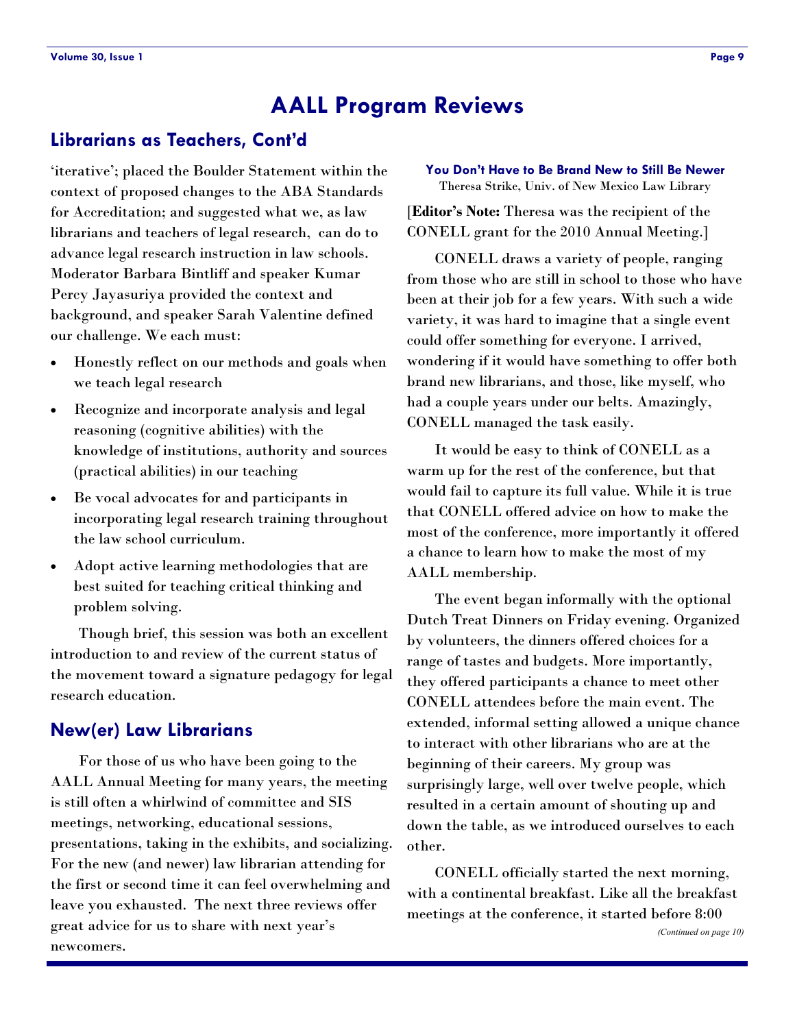# AALL Program Reviews

## Librarians as Teachers, Cont'd

'iterative'; placed the Boulder Statement within the context of proposed changes to the ABA Standards for Accreditation; and suggested what we, as law librarians and teachers of legal research, can do to advance legal research instruction in law schools. Moderator Barbara Bintliff and speaker Kumar Percy Jayasuriya provided the context and background, and speaker Sarah Valentine defined our challenge. We each must:

- Honestly reflect on our methods and goals when we teach legal research
- Recognize and incorporate analysis and legal reasoning (cognitive abilities) with the knowledge of institutions, authority and sources (practical abilities) in our teaching
- Be vocal advocates for and participants in incorporating legal research training throughout the law school curriculum.
- Adopt active learning methodologies that are best suited for teaching critical thinking and problem solving.

Though brief, this session was both an excellent introduction to and review of the current status of the movement toward a signature pedagogy for legal research education.

## New(er) Law Librarians

For those of us who have been going to the AALL Annual Meeting for many years, the meeting is still often a whirlwind of committee and SIS meetings, networking, educational sessions, presentations, taking in the exhibits, and socializing. For the new (and newer) law librarian attending for the first or second time it can feel overwhelming and leave you exhausted. The next three reviews offer great advice for us to share with next year's newcomers.

### You Don't Have to Be Brand New to Still Be Newer

Theresa Strike, Univ. of New Mexico Law Library

[**Editor's Note:** Theresa was the recipient of the CONELL grant for the 2010 Annual Meeting.]

CONELL draws a variety of people, ranging from those who are still in school to those who have been at their job for a few years. With such a wide variety, it was hard to imagine that a single event could offer something for everyone. I arrived, wondering if it would have something to offer both brand new librarians, and those, like myself, who had a couple years under our belts. Amazingly, CONELL managed the task easily.

It would be easy to think of CONELL as a warm up for the rest of the conference, but that would fail to capture its full value. While it is true that CONELL offered advice on how to make the most of the conference, more importantly it offered a chance to learn how to make the most of my AALL membership.

The event began informally with the optional Dutch Treat Dinners on Friday evening. Organized by volunteers, the dinners offered choices for a range of tastes and budgets. More importantly, they offered participants a chance to meet other CONELL attendees before the main event. The extended, informal setting allowed a unique chance to interact with other librarians who are at the beginning of their careers. My group was surprisingly large, well over twelve people, which resulted in a certain amount of shouting up and down the table, as we introduced ourselves to each other.

CONELL officially started the next morning, with a continental breakfast. Like all the breakfast meetings at the conference, it started before 8:00

*(Continued on page 10)*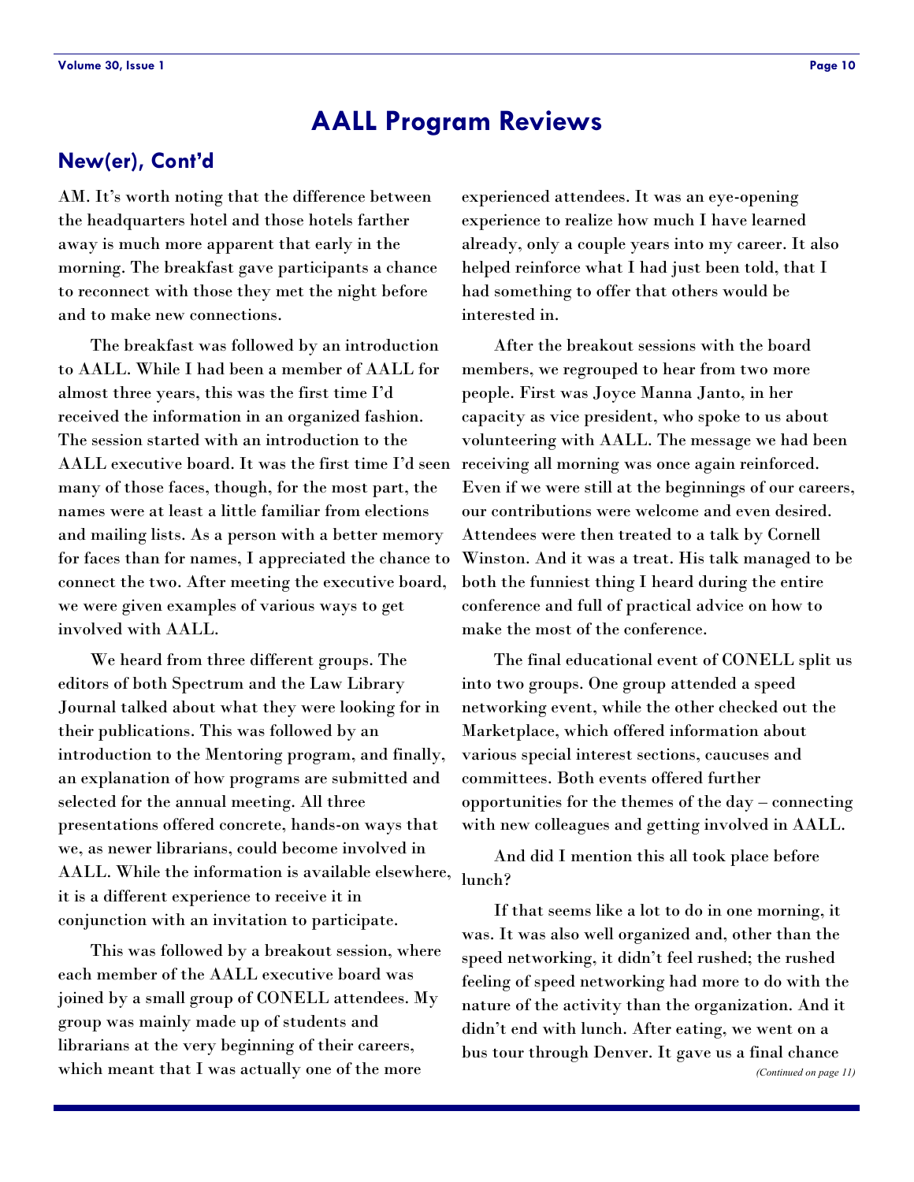# AALL Program Reviews

## New(er), Cont'd

AM. It's worth noting that the difference between the headquarters hotel and those hotels farther away is much more apparent that early in the morning. The breakfast gave participants a chance to reconnect with those they met the night before and to make new connections.

The breakfast was followed by an introduction to AALL. While I had been a member of AALL for almost three years, this was the first time I'd received the information in an organized fashion. The session started with an introduction to the AALL executive board. It was the first time I'd seen many of those faces, though, for the most part, the names were at least a little familiar from elections and mailing lists. As a person with a better memory for faces than for names, I appreciated the chance to connect the two. After meeting the executive board, we were given examples of various ways to get involved with AALL.

We heard from three different groups. The editors of both Spectrum and the Law Library Journal talked about what they were looking for in their publications. This was followed by an introduction to the Mentoring program, and finally, an explanation of how programs are submitted and selected for the annual meeting. All three presentations offered concrete, hands-on ways that we, as newer librarians, could become involved in AALL. While the information is available elsewhere, it is a different experience to receive it in conjunction with an invitation to participate.

This was followed by a breakout session, where each member of the AALL executive board was joined by a small group of CONELL attendees. My group was mainly made up of students and librarians at the very beginning of their careers, which meant that I was actually one of the more experienced attendees. It was an eye-opening experience to realize how much I have learned already, only a couple years into my career. It also helped reinforce what I had just been told, that I had something to offer that others would be interested in.

After the breakout sessions with the board members, we regrouped to hear from two more people. First was Joyce Manna Janto, in her capacity as vice president, who spoke to us about volunteering with AALL. The message we had been receiving all morning was once again reinforced. Even if we were still at the beginnings of our careers, our contributions were welcome and even desired. Attendees were then treated to a talk by Cornell Winston. And it was a treat. His talk managed to be both the funniest thing I heard during the entire conference and full of practical advice on how to make the most of the conference.

The final educational event of CONELL split us into two groups. One group attended a speed networking event, while the other checked out the Marketplace, which offered information about various special interest sections, caucuses and committees. Both events offered further opportunities for the themes of the day – connecting with new colleagues and getting involved in AALL.

And did I mention this all took place before lunch?

If that seems like a lot to do in one morning, it was. It was also well organized and, other than the speed networking, it didn't feel rushed; the rushed feeling of speed networking had more to do with the nature of the activity than the organization. And it didn't end with lunch. After eating, we went on a bus tour through Denver. It gave us a final chance

*(Continued on page 11)*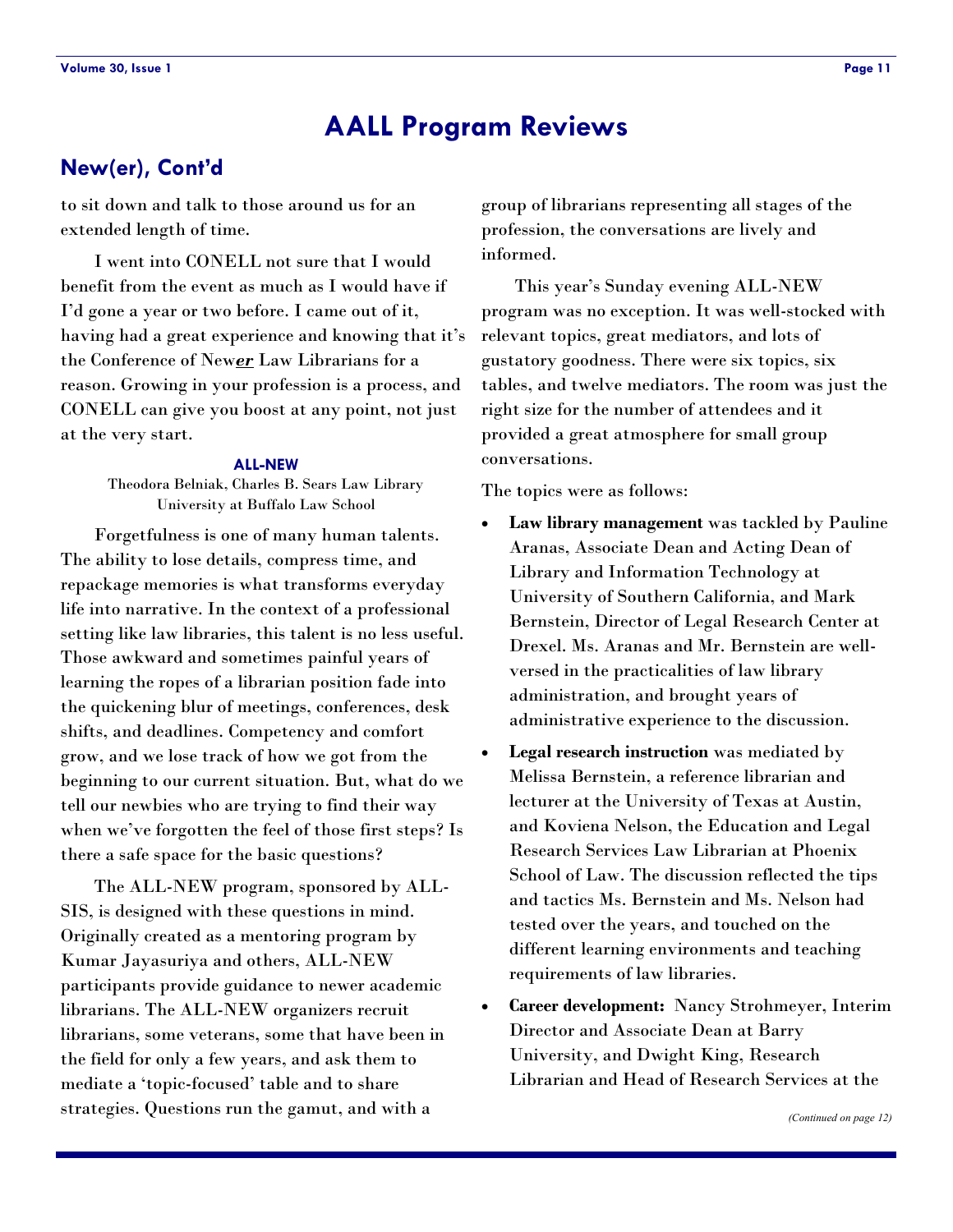# AALL Program Reviews

## New(er), Cont'd

to sit down and talk to those around us for an extended length of time.

I went into CONELL not sure that I would benefit from the event as much as I would have if I'd gone a year or two before. I came out of it, having had a great experience and knowing that it's the Conference of New***er*** Law Librarians for a reason. Growing in your profession is a process, and CONELL can give you boost at any point, not just at the very start.

### ALL-NEW

Theodora Belniak, Charles B. Sears Law Library
University at Buffalo Law School

Forgetfulness is one of many human talents. The ability to lose details, compress time, and repackage memories is what transforms everyday life into narrative. In the context of a professional setting like law libraries, this talent is no less useful. Those awkward and sometimes painful years of learning the ropes of a librarian position fade into the quickening blur of meetings, conferences, desk shifts, and deadlines. Competency and comfort grow, and we lose track of how we got from the beginning to our current situation. But, what do we tell our newbies who are trying to find their way when we've forgotten the feel of those first steps? Is there a safe space for the basic questions?

The ALL-NEW program, sponsored by ALL-SIS, is designed with these questions in mind. Originally created as a mentoring program by Kumar Jayasuriya and others, ALL-NEW participants provide guidance to newer academic librarians. The ALL-NEW organizers recruit librarians, some veterans, some that have been in the field for only a few years, and ask them to mediate a 'topic-focused' table and to share strategies. Questions run the gamut, and with a group of librarians representing all stages of the profession, the conversations are lively and informed.

This year's Sunday evening ALL-NEW program was no exception. It was well-stocked with relevant topics, great mediators, and lots of gustatory goodness. There were six topics, six tables, and twelve mediators. The room was just the right size for the number of attendees and it provided a great atmosphere for small group conversations.

The topics were as follows:

- **Law library management** was tackled by Pauline Aranas, Associate Dean and Acting Dean of Library and Information Technology at University of Southern California, and Mark Bernstein, Director of Legal Research Center at Drexel. Ms. Aranas and Mr. Bernstein are well-versed in the practicalities of law library administration, and brought years of administrative experience to the discussion.
- **Legal research instruction** was mediated by Melissa Bernstein, a reference librarian and lecturer at the University of Texas at Austin, and Koviena Nelson, the Education and Legal Research Services Law Librarian at Phoenix School of Law. The discussion reflected the tips and tactics Ms. Bernstein and Ms. Nelson had tested over the years, and touched on the different learning environments and teaching requirements of law libraries.
- **Career development:** Nancy Strohmeyer, Interim Director and Associate Dean at Barry University, and Dwight King, Research Librarian and Head of Research Services at the

*(Continued on page 12)*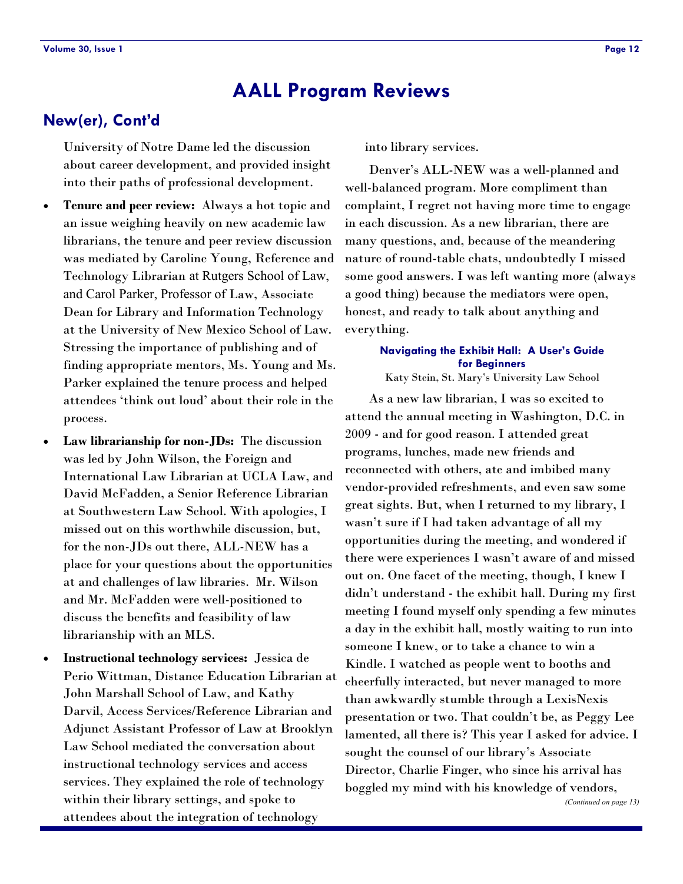# AALL Program Reviews

## New(er), Cont'd

University of Notre Dame led the discussion about career development, and provided insight into their paths of professional development.

- **Tenure and peer review:** Always a hot topic and an issue weighing heavily on new academic law librarians, the tenure and peer review discussion was mediated by Caroline Young, Reference and Technology Librarian at Rutgers School of Law, and Carol Parker, Professor of Law, Associate Dean for Library and Information Technology at the University of New Mexico School of Law. Stressing the importance of publishing and of finding appropriate mentors, Ms. Young and Ms. Parker explained the tenure process and helped attendees 'think out loud' about their role in the process.
- **Law librarianship for non-JDs:** The discussion was led by John Wilson, the Foreign and International Law Librarian at UCLA Law, and David McFadden, a Senior Reference Librarian at Southwestern Law School. With apologies, I missed out on this worthwhile discussion, but, for the non-JDs out there, ALL-NEW has a place for your questions about the opportunities at and challenges of law libraries. Mr. Wilson and Mr. McFadden were well-positioned to discuss the benefits and feasibility of law librarianship with an MLS.
- **Instructional technology services:** Jessica de Perio Wittman, Distance Education Librarian at John Marshall School of Law, and Kathy Darvil, Access Services/Reference Librarian and Adjunct Assistant Professor of Law at Brooklyn Law School mediated the conversation about instructional technology services and access services. They explained the role of technology within their library settings, and spoke to attendees about the integration of technology into library services.

Denver's ALL-NEW was a well-planned and well-balanced program. More compliment than complaint, I regret not having more time to engage in each discussion. As a new librarian, there are many questions, and, because of the meandering nature of round-table chats, undoubtedly I missed some good answers. I was left wanting more (always a good thing) because the mediators were open, honest, and ready to talk about anything and everything.

### Navigating the Exhibit Hall: A User's Guide for Beginners

Katy Stein, St. Mary's University Law School

As a new law librarian, I was so excited to attend the annual meeting in Washington, D.C. in 2009 - and for good reason. I attended great programs, lunches, made new friends and reconnected with others, ate and imbibed many vendor-provided refreshments, and even saw some great sights. But, when I returned to my library, I wasn't sure if I had taken advantage of all my opportunities during the meeting, and wondered if there were experiences I wasn't aware of and missed out on. One facet of the meeting, though, I knew I didn't understand - the exhibit hall. During my first meeting I found myself only spending a few minutes a day in the exhibit hall, mostly waiting to run into someone I knew, or to take a chance to win a Kindle. I watched as people went to booths and cheerfully interacted, but never managed to more than awkwardly stumble through a LexisNexis presentation or two. That couldn't be, as Peggy Lee lamented, all there is? This year I asked for advice. I sought the counsel of our library's Associate Director, Charlie Finger, who since his arrival has boggled my mind with his knowledge of vendors,

*(Continued on page 13)*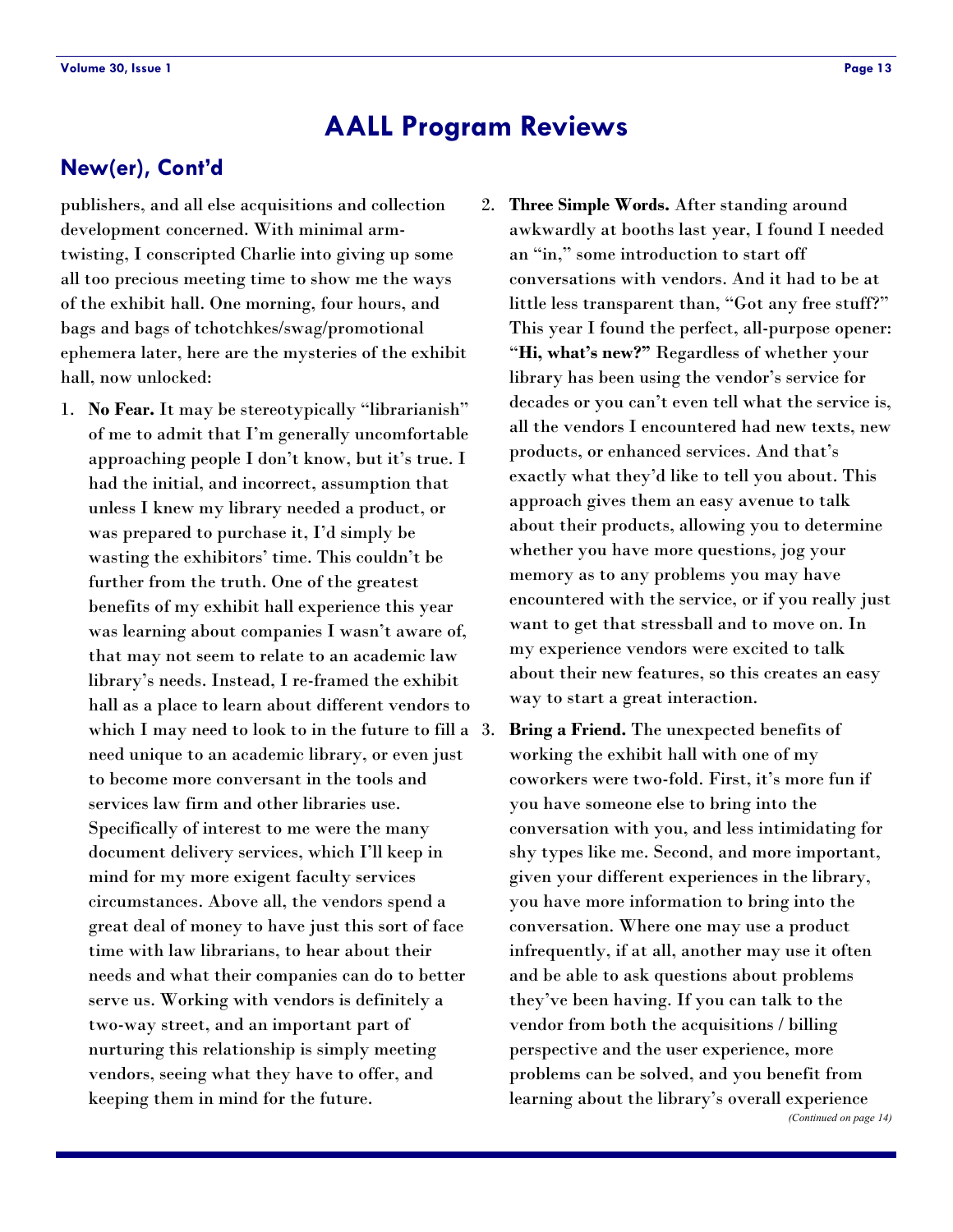# AALL Program Reviews

## New(er), Cont'd

publishers, and all else acquisitions and collection development concerned. With minimal arm-twisting, I conscripted Charlie into giving up some all too precious meeting time to show me the ways of the exhibit hall. One morning, four hours, and bags and bags of tchotchkes/swag/promotional ephemera later, here are the mysteries of the exhibit hall, now unlocked:

1. **No Fear.** It may be stereotypically "librarianish" of me to admit that I'm generally uncomfortable approaching people I don't know, but it's true. I had the initial, and incorrect, assumption that unless I knew my library needed a product, or was prepared to purchase it, I'd simply be wasting the exhibitors' time. This couldn't be further from the truth. One of the greatest benefits of my exhibit hall experience this year was learning about companies I wasn't aware of, that may not seem to relate to an academic law library's needs. Instead, I re-framed the exhibit hall as a place to learn about different vendors to which I may need to look to in the future to fill a need unique to an academic library, or even just to become more conversant in the tools and services law firm and other libraries use. Specifically of interest to me were the many document delivery services, which I'll keep in mind for my more exigent faculty services circumstances. Above all, the vendors spend a great deal of money to have just this sort of face time with law librarians, to hear about their needs and what their companies can do to better serve us. Working with vendors is definitely a two-way street, and an important part of nurturing this relationship is simply meeting vendors, seeing what they have to offer, and keeping them in mind for the future.

2. **Three Simple Words.** After standing around awkwardly at booths last year, I found I needed an "in," some introduction to start off conversations with vendors. And it had to be at little less transparent than, "Got any free stuff?" This year I found the perfect, all-purpose opener: "**Hi, what's new?"** Regardless of whether your library has been using the vendor's service for decades or you can't even tell what the service is, all the vendors I encountered had new texts, new products, or enhanced services. And that's exactly what they'd like to tell you about. This approach gives them an easy avenue to talk about their products, allowing you to determine whether you have more questions, jog your memory as to any problems you may have encountered with the service, or if you really just want to get that stressball and to move on. In my experience vendors were excited to talk about their new features, so this creates an easy way to start a great interaction.

3. **Bring a Friend.** The unexpected benefits of working the exhibit hall with one of my coworkers were two-fold. First, it's more fun if you have someone else to bring into the conversation with you, and less intimidating for shy types like me. Second, and more important, given your different experiences in the library, you have more information to bring into the conversation. Where one may use a product infrequently, if at all, another may use it often and be able to ask questions about problems they've been having. If you can talk to the vendor from both the acquisitions / billing perspective and the user experience, more problems can be solved, and you benefit from learning about the library's overall experience

*(Continued on page 14)*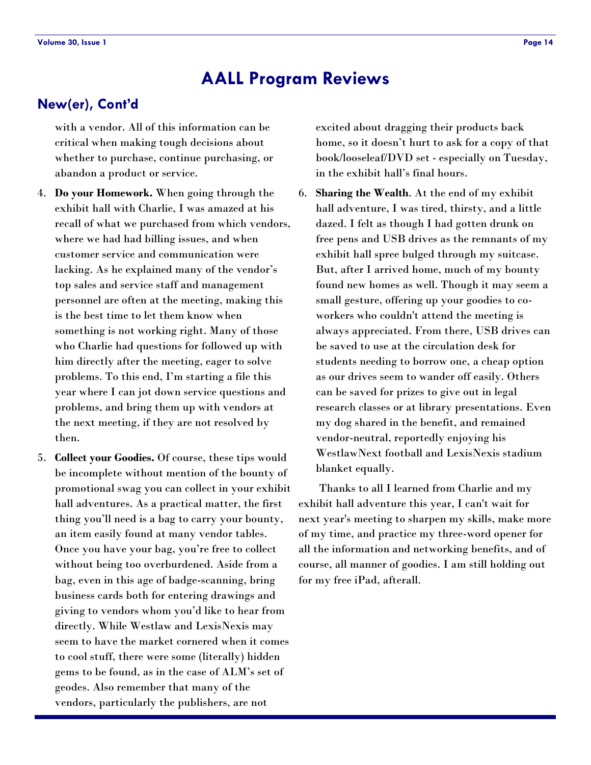# AALL Program Reviews

## New(er), Cont'd

with a vendor. All of this information can be critical when making tough decisions about whether to purchase, continue purchasing, or abandon a product or service.

4. **Do your Homework.** When going through the exhibit hall with Charlie, I was amazed at his recall of what we purchased from which vendors, where we had had billing issues, and when customer service and communication were lacking. As he explained many of the vendor's top sales and service staff and management personnel are often at the meeting, making this is the best time to let them know when something is not working right. Many of those who Charlie had questions for followed up with him directly after the meeting, eager to solve problems. To this end, I'm starting a file this year where I can jot down service questions and problems, and bring them up with vendors at the next meeting, if they are not resolved by then.

5. **Collect your Goodies.** Of course, these tips would be incomplete without mention of the bounty of promotional swag you can collect in your exhibit hall adventures. As a practical matter, the first thing you'll need is a bag to carry your bounty, an item easily found at many vendor tables. Once you have your bag, you're free to collect without being too overburdened. Aside from a bag, even in this age of badge-scanning, bring business cards both for entering drawings and giving to vendors whom you'd like to hear from directly. While Westlaw and LexisNexis may seem to have the market cornered when it comes to cool stuff, there were some (literally) hidden gems to be found, as in the case of ALM's set of geodes. Also remember that many of the vendors, particularly the publishers, are not excited about dragging their products back home, so it doesn't hurt to ask for a copy of that book/looseleaf/DVD set - especially on Tuesday, in the exhibit hall's final hours.

6. **Sharing the Wealth**. At the end of my exhibit hall adventure, I was tired, thirsty, and a little dazed. I felt as though I had gotten drunk on free pens and USB drives as the remnants of my exhibit hall spree bulged through my suitcase. But, after I arrived home, much of my bounty found new homes as well. Though it may seem a small gesture, offering up your goodies to co-workers who couldn't attend the meeting is always appreciated. From there, USB drives can be saved to use at the circulation desk for students needing to borrow one, a cheap option as our drives seem to wander off easily. Others can be saved for prizes to give out in legal research classes or at library presentations. Even my dog shared in the benefit, and remained vendor-neutral, reportedly enjoying his WestlawNext football and LexisNexis stadium blanket equally.

Thanks to all I learned from Charlie and my exhibit hall adventure this year, I can't wait for next year's meeting to sharpen my skills, make more of my time, and practice my three-word opener for all the information and networking benefits, and of course, all manner of goodies. I am still holding out for my free iPad, afterall.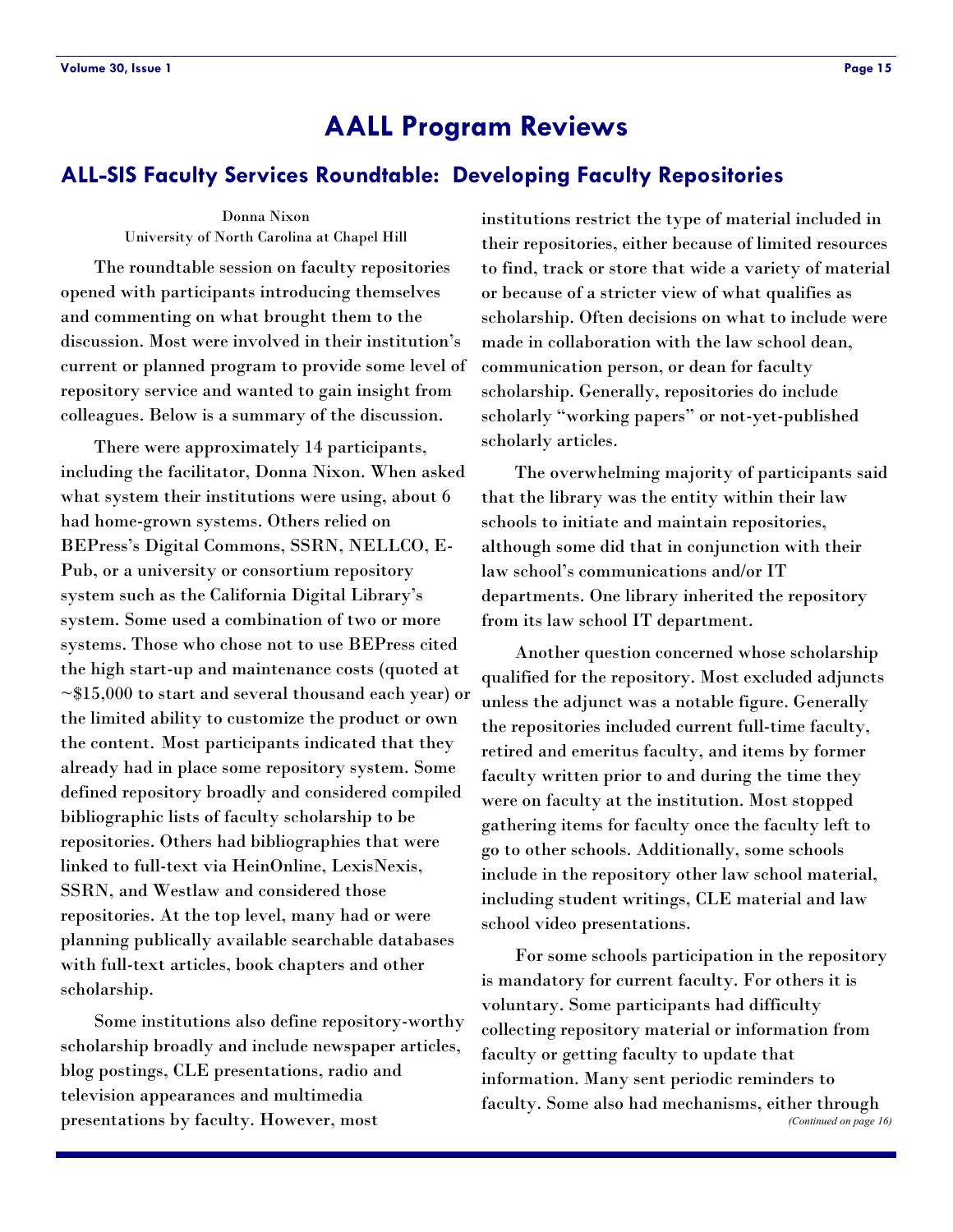# AALL Program Reviews

## ALL-SIS Faculty Services Roundtable: Developing Faculty Repositories

Donna Nixon
University of North Carolina at Chapel Hill

The roundtable session on faculty repositories opened with participants introducing themselves and commenting on what brought them to the discussion. Most were involved in their institution's current or planned program to provide some level of repository service and wanted to gain insight from colleagues. Below is a summary of the discussion.

There were approximately 14 participants, including the facilitator, Donna Nixon. When asked what system their institutions were using, about 6 had home-grown systems. Others relied on BEPress's Digital Commons, SSRN, NELLCO, E-Pub, or a university or consortium repository system such as the California Digital Library's system. Some used a combination of two or more systems. Those who chose not to use BEPress cited the high start-up and maintenance costs (quoted at ~$15,000 to start and several thousand each year) or the limited ability to customize the product or own the content. Most participants indicated that they already had in place some repository system. Some defined repository broadly and considered compiled bibliographic lists of faculty scholarship to be repositories. Others had bibliographies that were linked to full-text via HeinOnline, LexisNexis, SSRN, and Westlaw and considered those repositories. At the top level, many had or were planning publically available searchable databases with full-text articles, book chapters and other scholarship.

Some institutions also define repository-worthy scholarship broadly and include newspaper articles, blog postings, CLE presentations, radio and television appearances and multimedia presentations by faculty. However, most institutions restrict the type of material included in their repositories, either because of limited resources to find, track or store that wide a variety of material or because of a stricter view of what qualifies as scholarship. Often decisions on what to include were made in collaboration with the law school dean, communication person, or dean for faculty scholarship. Generally, repositories do include scholarly "working papers" or not-yet-published scholarly articles.

The overwhelming majority of participants said that the library was the entity within their law schools to initiate and maintain repositories, although some did that in conjunction with their law school's communications and/or IT departments. One library inherited the repository from its law school IT department.

Another question concerned whose scholarship qualified for the repository. Most excluded adjuncts unless the adjunct was a notable figure. Generally the repositories included current full-time faculty, retired and emeritus faculty, and items by former faculty written prior to and during the time they were on faculty at the institution. Most stopped gathering items for faculty once the faculty left to go to other schools. Additionally, some schools include in the repository other law school material, including student writings, CLE material and law school video presentations.

For some schools participation in the repository is mandatory for current faculty. For others it is voluntary. Some participants had difficulty collecting repository material or information from faculty or getting faculty to update that information. Many sent periodic reminders to faculty. Some also had mechanisms, either through

*(Continued on page 16)*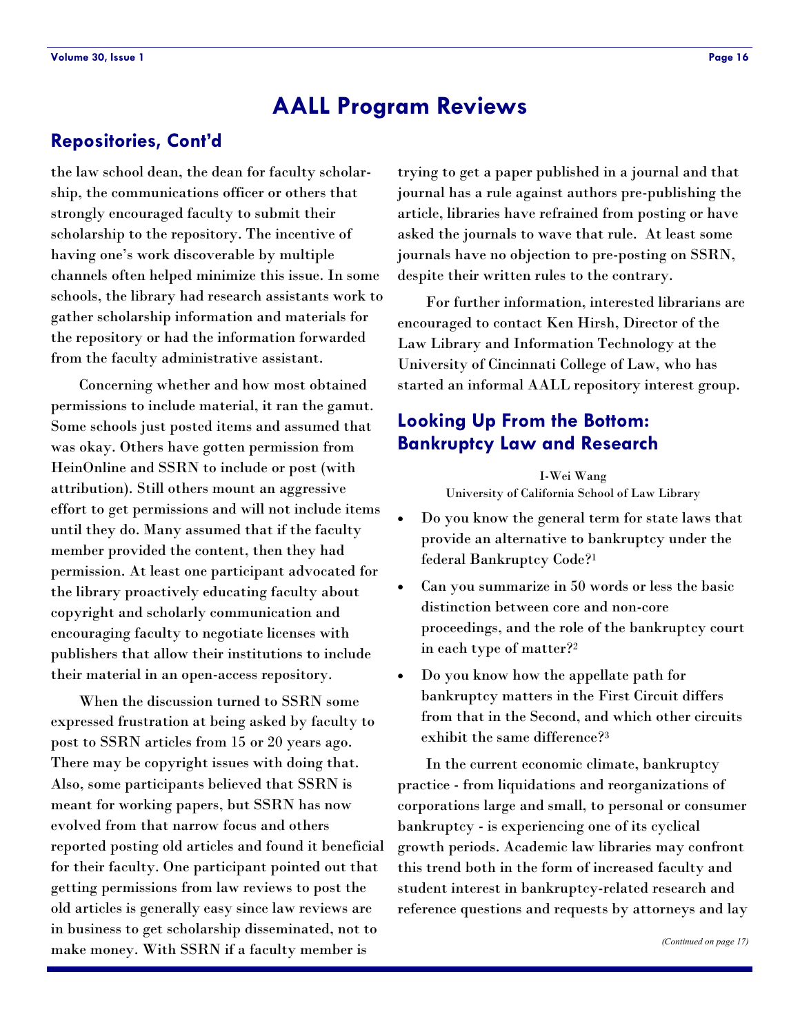# AALL Program Reviews

## Repositories, Cont'd

the law school dean, the dean for faculty scholarship, the communications officer or others that strongly encouraged faculty to submit their scholarship to the repository. The incentive of having one's work discoverable by multiple channels often helped minimize this issue. In some schools, the library had research assistants work to gather scholarship information and materials for the repository or had the information forwarded from the faculty administrative assistant.

Concerning whether and how most obtained permissions to include material, it ran the gamut. Some schools just posted items and assumed that was okay. Others have gotten permission from HeinOnline and SSRN to include or post (with attribution). Still others mount an aggressive effort to get permissions and will not include items until they do. Many assumed that if the faculty member provided the content, then they had permission. At least one participant advocated for the library proactively educating faculty about copyright and scholarly communication and encouraging faculty to negotiate licenses with publishers that allow their institutions to include their material in an open-access repository.

When the discussion turned to SSRN some expressed frustration at being asked by faculty to post to SSRN articles from 15 or 20 years ago. There may be copyright issues with doing that. Also, some participants believed that SSRN is meant for working papers, but SSRN has now evolved from that narrow focus and others reported posting old articles and found it beneficial for their faculty. One participant pointed out that getting permissions from law reviews to post the old articles is generally easy since law reviews are in business to get scholarship disseminated, not to make money. With SSRN if a faculty member is trying to get a paper published in a journal and that journal has a rule against authors pre-publishing the article, libraries have refrained from posting or have asked the journals to wave that rule. At least some journals have no objection to pre-posting on SSRN, despite their written rules to the contrary.

For further information, interested librarians are encouraged to contact Ken Hirsh, Director of the Law Library and Information Technology at the University of Cincinnati College of Law, who has started an informal AALL repository interest group.

## Looking Up From the Bottom: Bankruptcy Law and Research

I-Wei Wang
University of California School of Law Library

- Do you know the general term for state laws that provide an alternative to bankruptcy under the federal Bankruptcy Code?[1]
- Can you summarize in 50 words or less the basic distinction between core and non-core proceedings, and the role of the bankruptcy court in each type of matter?[2]
- Do you know how the appellate path for bankruptcy matters in the First Circuit differs from that in the Second, and which other circuits exhibit the same difference?[3]

In the current economic climate, bankruptcy practice - from liquidations and reorganizations of corporations large and small, to personal or consumer bankruptcy - is experiencing one of its cyclical growth periods. Academic law libraries may confront this trend both in the form of increased faculty and student interest in bankruptcy-related research and reference questions and requests by attorneys and lay

*(Continued on page 17)*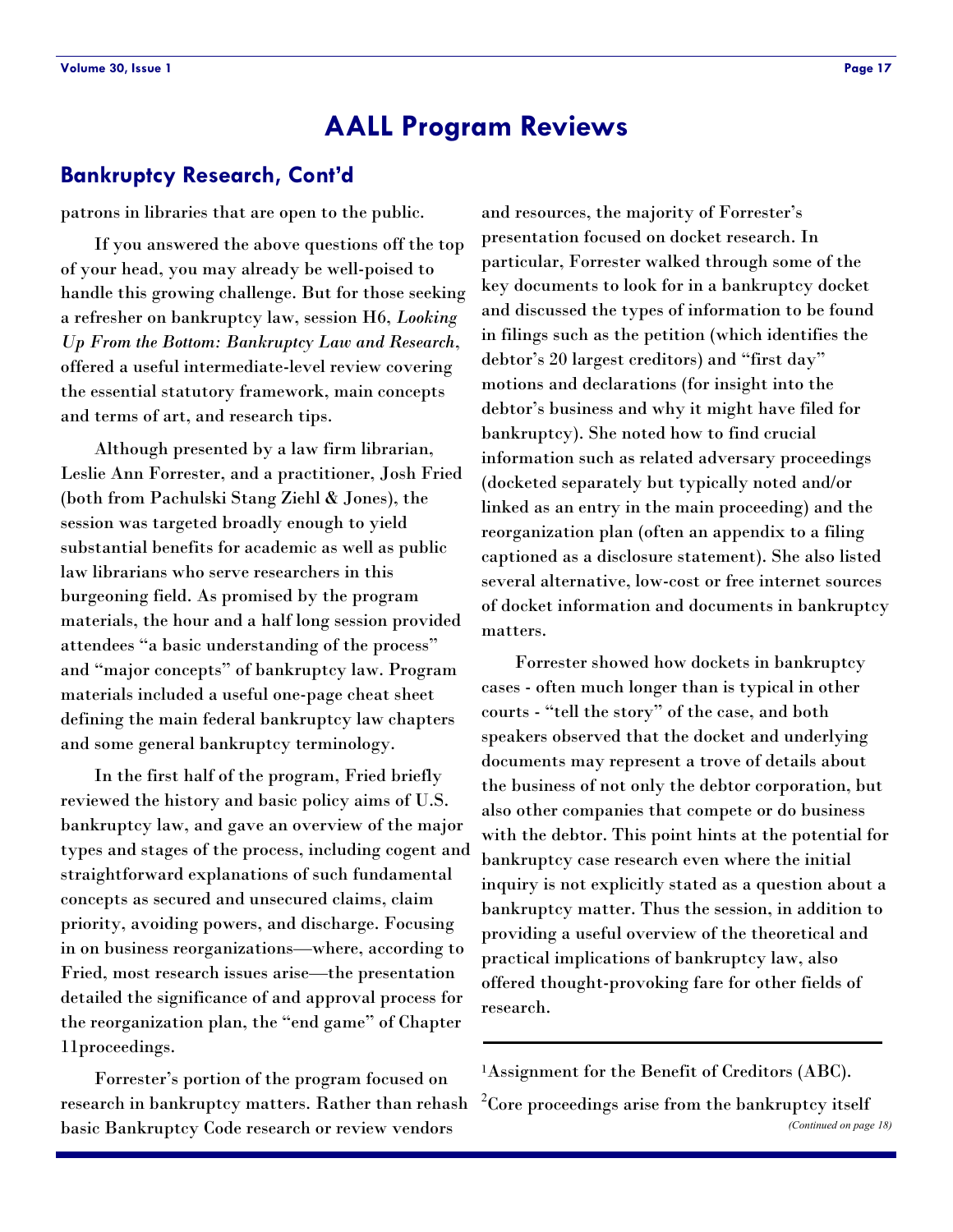# AALL Program Reviews

## Bankruptcy Research, Cont'd

patrons in libraries that are open to the public.

If you answered the above questions off the top of your head, you may already be well-poised to handle this growing challenge. But for those seeking a refresher on bankruptcy law, session H6, *Looking Up From the Bottom: Bankruptcy Law and Research*, offered a useful intermediate-level review covering the essential statutory framework, main concepts and terms of art, and research tips.

Although presented by a law firm librarian, Leslie Ann Forrester, and a practitioner, Josh Fried (both from Pachulski Stang Ziehl & Jones), the session was targeted broadly enough to yield substantial benefits for academic as well as public law librarians who serve researchers in this burgeoning field. As promised by the program materials, the hour and a half long session provided attendees "a basic understanding of the process" and "major concepts" of bankruptcy law. Program materials included a useful one-page cheat sheet defining the main federal bankruptcy law chapters and some general bankruptcy terminology.

In the first half of the program, Fried briefly reviewed the history and basic policy aims of U.S. bankruptcy law, and gave an overview of the major types and stages of the process, including cogent and straightforward explanations of such fundamental concepts as secured and unsecured claims, claim priority, avoiding powers, and discharge. Focusing in on business reorganizations—where, according to Fried, most research issues arise—the presentation detailed the significance of and approval process for the reorganization plan, the "end game" of Chapter 11proceedings.

Forrester's portion of the program focused on research in bankruptcy matters. Rather than rehash basic Bankruptcy Code research or review vendors and resources, the majority of Forrester's presentation focused on docket research. In particular, Forrester walked through some of the key documents to look for in a bankruptcy docket and discussed the types of information to be found in filings such as the petition (which identifies the debtor's 20 largest creditors) and "first day" motions and declarations (for insight into the debtor's business and why it might have filed for bankruptcy). She noted how to find crucial information such as related adversary proceedings (docketed separately but typically noted and/or linked as an entry in the main proceeding) and the reorganization plan (often an appendix to a filing captioned as a disclosure statement). She also listed several alternative, low-cost or free internet sources of docket information and documents in bankruptcy matters.

Forrester showed how dockets in bankruptcy cases - often much longer than is typical in other courts - "tell the story" of the case, and both speakers observed that the docket and underlying documents may represent a trove of details about the business of not only the debtor corporation, but also other companies that compete or do business with the debtor. This point hints at the potential for bankruptcy case research even where the initial inquiry is not explicitly stated as a question about a bankruptcy matter. Thus the session, in addition to providing a useful overview of the theoretical and practical implications of bankruptcy law, also offered thought-provoking fare for other fields of research.

---

[1] Assignment for the Benefit of Creditors (ABC).

[2] Core proceedings arise from the bankruptcy itself

*(Continued on page 18)*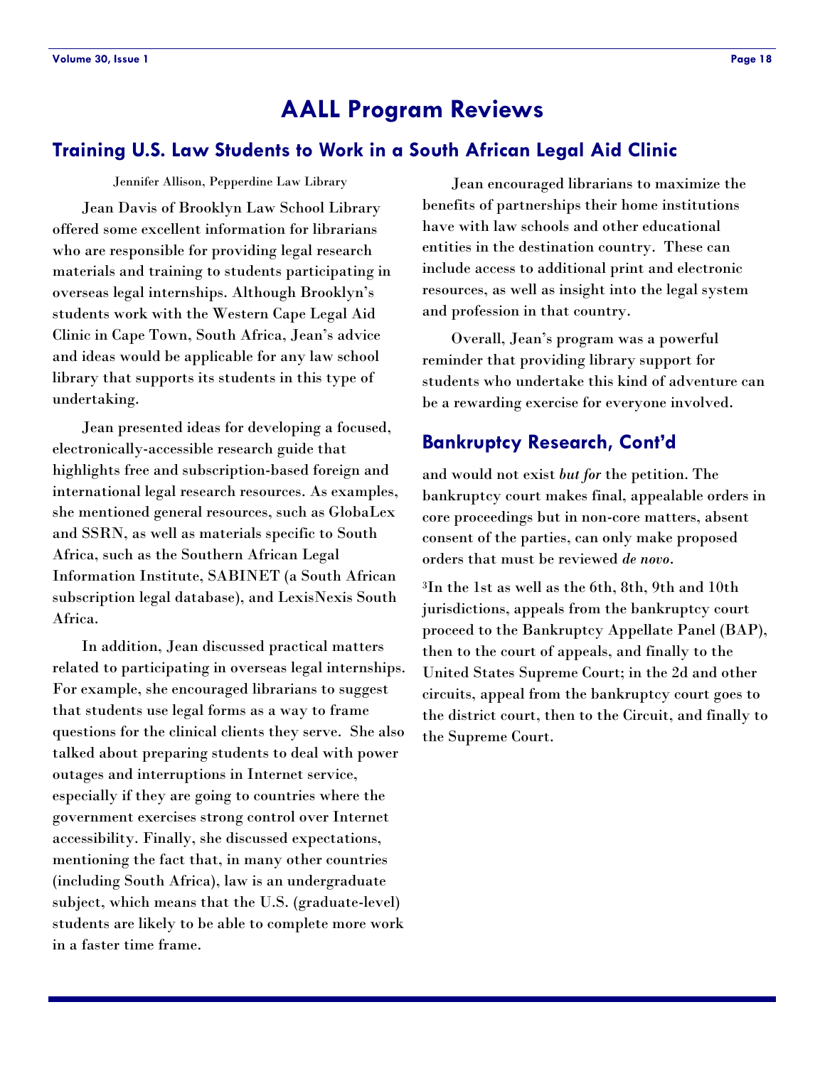# AALL Program Reviews

## Training U.S. Law Students to Work in a South African Legal Aid Clinic

Jennifer Allison, Pepperdine Law Library

Jean Davis of Brooklyn Law School Library offered some excellent information for librarians who are responsible for providing legal research materials and training to students participating in overseas legal internships. Although Brooklyn's students work with the Western Cape Legal Aid Clinic in Cape Town, South Africa, Jean's advice and ideas would be applicable for any law school library that supports its students in this type of undertaking.

Jean presented ideas for developing a focused, electronically-accessible research guide that highlights free and subscription-based foreign and international legal research resources. As examples, she mentioned general resources, such as GlobaLex and SSRN, as well as materials specific to South Africa, such as the Southern African Legal Information Institute, SABINET (a South African subscription legal database), and LexisNexis South Africa.

In addition, Jean discussed practical matters related to participating in overseas legal internships. For example, she encouraged librarians to suggest that students use legal forms as a way to frame questions for the clinical clients they serve. She also talked about preparing students to deal with power outages and interruptions in Internet service, especially if they are going to countries where the government exercises strong control over Internet accessibility. Finally, she discussed expectations, mentioning the fact that, in many other countries (including South Africa), law is an undergraduate subject, which means that the U.S. (graduate-level) students are likely to be able to complete more work in a faster time frame.

Jean encouraged librarians to maximize the benefits of partnerships their home institutions have with law schools and other educational entities in the destination country. These can include access to additional print and electronic resources, as well as insight into the legal system and profession in that country.

Overall, Jean's program was a powerful reminder that providing library support for students who undertake this kind of adventure can be a rewarding exercise for everyone involved.

## Bankruptcy Research, Cont'd

and would not exist *but for* the petition. The bankruptcy court makes final, appealable orders in core proceedings but in non-core matters, absent consent of the parties, can only make proposed orders that must be reviewed *de novo*.

[3]In the 1st as well as the 6th, 8th, 9th and 10th jurisdictions, appeals from the bankruptcy court proceed to the Bankruptcy Appellate Panel (BAP), then to the court of appeals, and finally to the United States Supreme Court; in the 2d and other circuits, appeal from the bankruptcy court goes to the district court, then to the Circuit, and finally to the Supreme Court.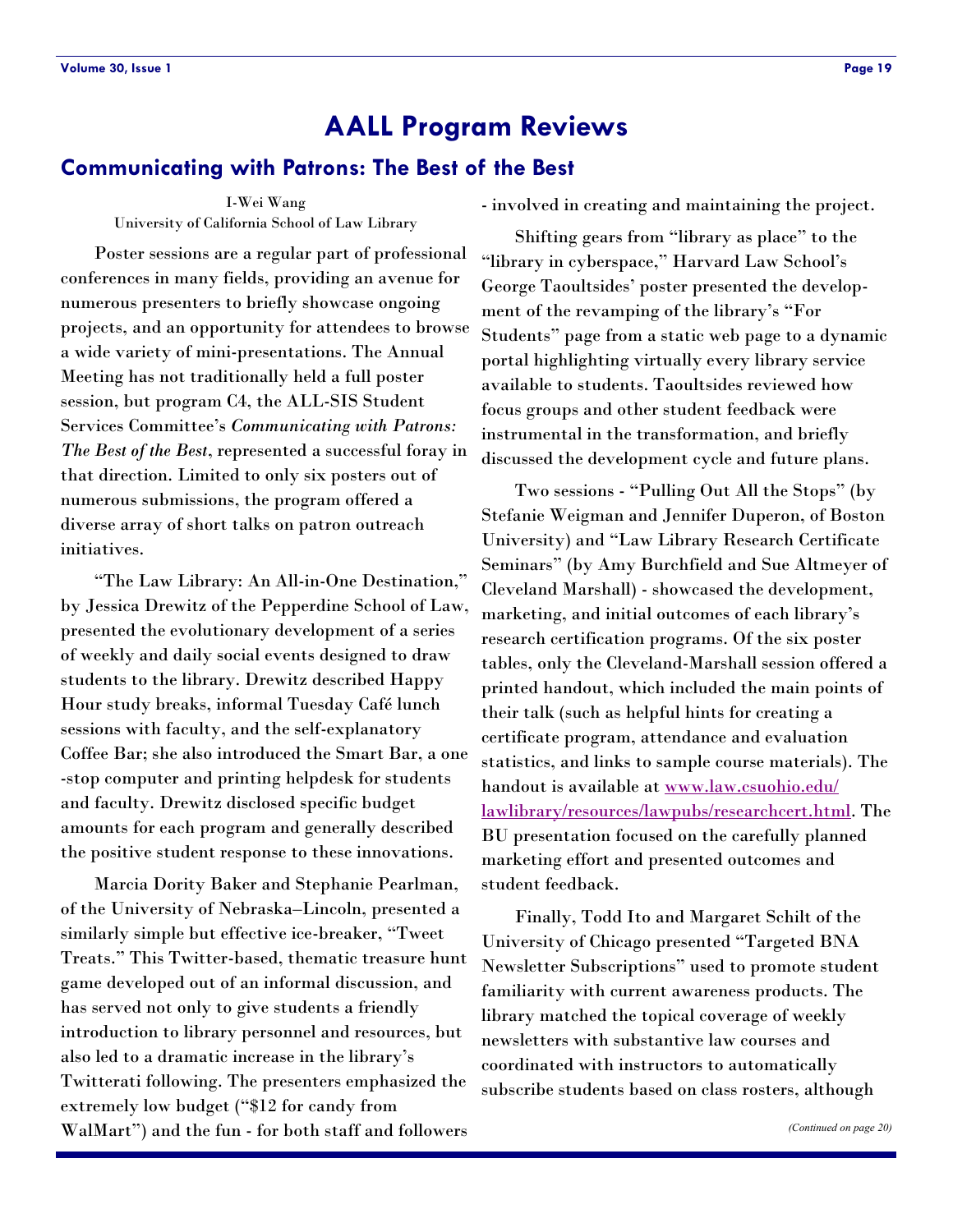# AALL Program Reviews

## Communicating with Patrons: The Best of the Best

I-Wei Wang
University of California School of Law Library

Poster sessions are a regular part of professional conferences in many fields, providing an avenue for numerous presenters to briefly showcase ongoing projects, and an opportunity for attendees to browse a wide variety of mini-presentations. The Annual Meeting has not traditionally held a full poster session, but program C4, the ALL-SIS Student Services Committee's *Communicating with Patrons: The Best of the Best*, represented a successful foray in that direction. Limited to only six posters out of numerous submissions, the program offered a diverse array of short talks on patron outreach initiatives.

"The Law Library: An All-in-One Destination," by Jessica Drewitz of the Pepperdine School of Law, presented the evolutionary development of a series of weekly and daily social events designed to draw students to the library. Drewitz described Happy Hour study breaks, informal Tuesday Café lunch sessions with faculty, and the self-explanatory Coffee Bar; she also introduced the Smart Bar, a one-stop computer and printing helpdesk for students and faculty. Drewitz disclosed specific budget amounts for each program and generally described the positive student response to these innovations.

Marcia Dority Baker and Stephanie Pearlman, of the University of Nebraska–Lincoln, presented a similarly simple but effective ice-breaker, "Tweet Treats." This Twitter-based, thematic treasure hunt game developed out of an informal discussion, and has served not only to give students a friendly introduction to library personnel and resources, but also led to a dramatic increase in the library's Twitterati following. The presenters emphasized the extremely low budget ("$12 for candy from WalMart") and the fun - for both staff and followers - involved in creating and maintaining the project.

Shifting gears from "library as place" to the "library in cyberspace," Harvard Law School's George Taoultsides' poster presented the development of the revamping of the library's "For Students" page from a static web page to a dynamic portal highlighting virtually every library service available to students. Taoultsides reviewed how focus groups and other student feedback were instrumental in the transformation, and briefly discussed the development cycle and future plans.

Two sessions - "Pulling Out All the Stops" (by Stefanie Weigman and Jennifer Duperon, of Boston University) and "Law Library Research Certificate Seminars" (by Amy Burchfield and Sue Altmeyer of Cleveland Marshall) - showcased the development, marketing, and initial outcomes of each library's research certification programs. Of the six poster tables, only the Cleveland-Marshall session offered a printed handout, which included the main points of their talk (such as helpful hints for creating a certificate program, attendance and evaluation statistics, and links to sample course materials). The handout is available at [www.law.csuohio.edu/lawlibrary/resources/lawpubs/researchcert.html](www.law.csuohio.edu/lawlibrary/resources/lawpubs/researchcert.html). The BU presentation focused on the carefully planned marketing effort and presented outcomes and student feedback.

Finally, Todd Ito and Margaret Schilt of the University of Chicago presented "Targeted BNA Newsletter Subscriptions" used to promote student familiarity with current awareness products. The library matched the topical coverage of weekly newsletters with substantive law courses and coordinated with instructors to automatically subscribe students based on class rosters, although

*(Continued on page 20)*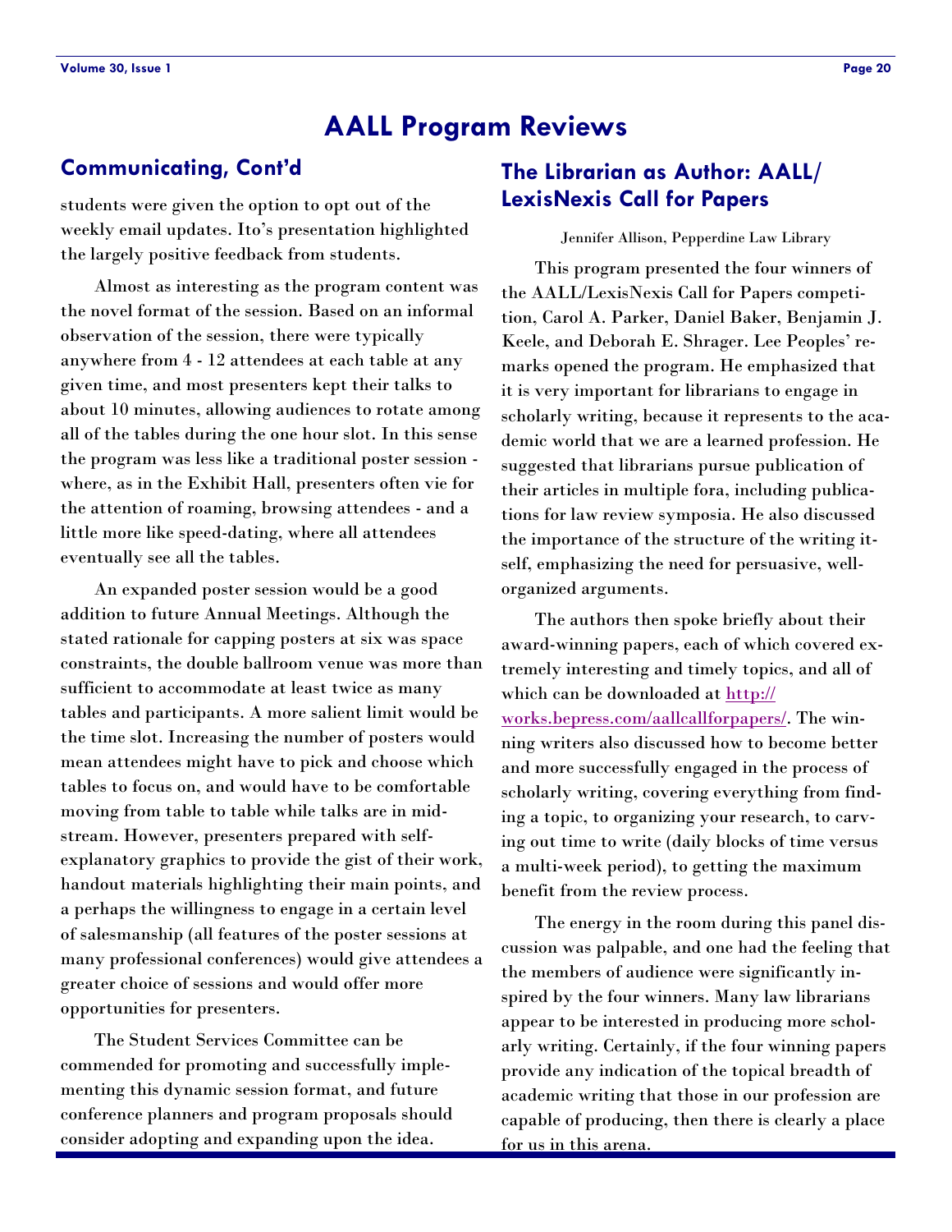# AALL Program Reviews

## Communicating, Cont'd

students were given the option to opt out of the weekly email updates. Ito's presentation highlighted the largely positive feedback from students.

Almost as interesting as the program content was the novel format of the session. Based on an informal observation of the session, there were typically anywhere from 4 - 12 attendees at each table at any given time, and most presenters kept their talks to about 10 minutes, allowing audiences to rotate among all of the tables during the one hour slot. In this sense the program was less like a traditional poster session - where, as in the Exhibit Hall, presenters often vie for the attention of roaming, browsing attendees - and a little more like speed-dating, where all attendees eventually see all the tables.

An expanded poster session would be a good addition to future Annual Meetings. Although the stated rationale for capping posters at six was space constraints, the double ballroom venue was more than sufficient to accommodate at least twice as many tables and participants. A more salient limit would be the time slot. Increasing the number of posters would mean attendees might have to pick and choose which tables to focus on, and would have to be comfortable moving from table to table while talks are in mid-stream. However, presenters prepared with self-explanatory graphics to provide the gist of their work, handout materials highlighting their main points, and a perhaps the willingness to engage in a certain level of salesmanship (all features of the poster sessions at many professional conferences) would give attendees a greater choice of sessions and would offer more opportunities for presenters.

The Student Services Committee can be commended for promoting and successfully implementing this dynamic session format, and future conference planners and program proposals should consider adopting and expanding upon the idea.

## The Librarian as Author: AALL/ LexisNexis Call for Papers

Jennifer Allison, Pepperdine Law Library

This program presented the four winners of the AALL/LexisNexis Call for Papers competition, Carol A. Parker, Daniel Baker, Benjamin J. Keele, and Deborah E. Shrager. Lee Peoples' remarks opened the program. He emphasized that it is very important for librarians to engage in scholarly writing, because it represents to the academic world that we are a learned profession. He suggested that librarians pursue publication of their articles in multiple fora, including publications for law review symposia. He also discussed the importance of the structure of the writing itself, emphasizing the need for persuasive, well-organized arguments.

The authors then spoke briefly about their award-winning papers, each of which covered extremely interesting and timely topics, and all of which can be downloaded at [http://works.bepress.com/aallcallforpapers/](http://works.bepress.com/aallcallforpapers/). The winning writers also discussed how to become better and more successfully engaged in the process of scholarly writing, covering everything from finding a topic, to organizing your research, to carving out time to write (daily blocks of time versus a multi-week period), to getting the maximum benefit from the review process.

The energy in the room during this panel discussion was palpable, and one had the feeling that the members of audience were significantly inspired by the four winners. Many law librarians appear to be interested in producing more scholarly writing. Certainly, if the four winning papers provide any indication of the topical breadth of academic writing that those in our profession are capable of producing, then there is clearly a place for us in this arena.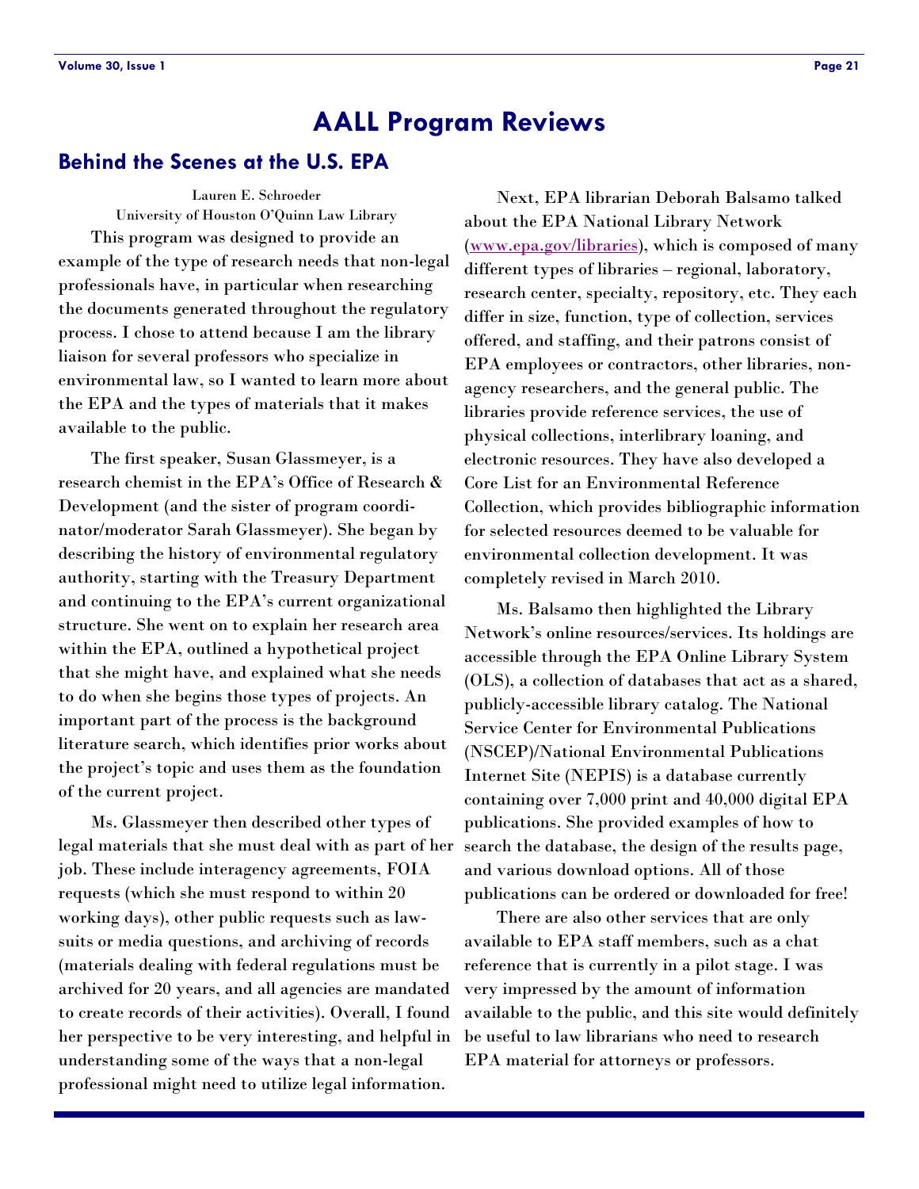# AALL Program Reviews

## Behind the Scenes at the U.S. EPA

Lauren E. Schroeder
University of Houston O'Quinn Law Library

This program was designed to provide an example of the type of research needs that non-legal professionals have, in particular when researching the documents generated throughout the regulatory process. I chose to attend because I am the library liaison for several professors who specialize in environmental law, so I wanted to learn more about the EPA and the types of materials that it makes available to the public.

The first speaker, Susan Glassmeyer, is a research chemist in the EPA's Office of Research & Development (and the sister of program coordinator/moderator Sarah Glassmeyer). She began by describing the history of environmental regulatory authority, starting with the Treasury Department and continuing to the EPA's current organizational structure. She went on to explain her research area within the EPA, outlined a hypothetical project that she might have, and explained what she needs to do when she begins those types of projects. An important part of the process is the background literature search, which identifies prior works about the project's topic and uses them as the foundation of the current project.

Ms. Glassmeyer then described other types of legal materials that she must deal with as part of her job. These include interagency agreements, FOIA requests (which she must respond to within 20 working days), other public requests such as lawsuits or media questions, and archiving of records (materials dealing with federal regulations must be archived for 20 years, and all agencies are mandated to create records of their activities). Overall, I found her perspective to be very interesting, and helpful in understanding some of the ways that a non-legal professional might need to utilize legal information.

Next, EPA librarian Deborah Balsamo talked about the EPA National Library Network (www.epa.gov/libraries), which is composed of many different types of libraries – regional, laboratory, research center, specialty, repository, etc. They each differ in size, function, type of collection, services offered, and staffing, and their patrons consist of EPA employees or contractors, other libraries, non-agency researchers, and the general public. The libraries provide reference services, the use of physical collections, interlibrary loaning, and electronic resources. They have also developed a Core List for an Environmental Reference Collection, which provides bibliographic information for selected resources deemed to be valuable for environmental collection development. It was completely revised in March 2010.

Ms. Balsamo then highlighted the Library Network's online resources/services. Its holdings are accessible through the EPA Online Library System (OLS), a collection of databases that act as a shared, publicly-accessible library catalog. The National Service Center for Environmental Publications (NSCEP)/National Environmental Publications Internet Site (NEPIS) is a database currently containing over 7,000 print and 40,000 digital EPA publications. She provided examples of how to search the database, the design of the results page, and various download options. All of those publications can be ordered or downloaded for free!

There are also other services that are only available to EPA staff members, such as a chat reference that is currently in a pilot stage. I was very impressed by the amount of information available to the public, and this site would definitely be useful to law librarians who need to research EPA material for attorneys or professors.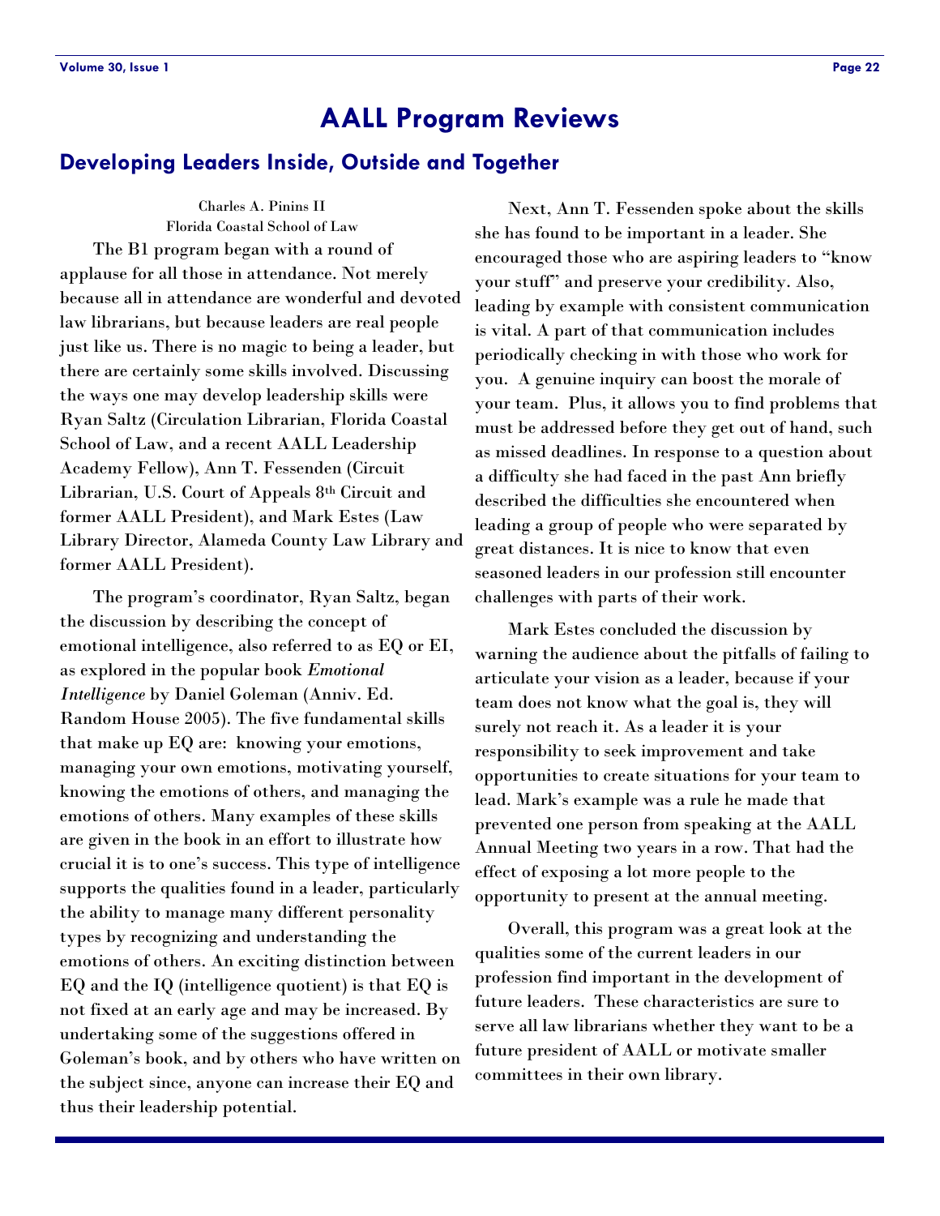# AALL Program Reviews

## Developing Leaders Inside, Outside and Together

Charles A. Pinins II
Florida Coastal School of Law

The B1 program began with a round of applause for all those in attendance. Not merely because all in attendance are wonderful and devoted law librarians, but because leaders are real people just like us. There is no magic to being a leader, but there are certainly some skills involved. Discussing the ways one may develop leadership skills were Ryan Saltz (Circulation Librarian, Florida Coastal School of Law, and a recent AALL Leadership Academy Fellow), Ann T. Fessenden (Circuit Librarian, U.S. Court of Appeals 8th Circuit and former AALL President), and Mark Estes (Law Library Director, Alameda County Law Library and former AALL President).

The program's coordinator, Ryan Saltz, began the discussion by describing the concept of emotional intelligence, also referred to as EQ or EI, as explored in the popular book *Emotional Intelligence* by Daniel Goleman (Anniv. Ed. Random House 2005). The five fundamental skills that make up EQ are: knowing your emotions, managing your own emotions, motivating yourself, knowing the emotions of others, and managing the emotions of others. Many examples of these skills are given in the book in an effort to illustrate how crucial it is to one's success. This type of intelligence supports the qualities found in a leader, particularly the ability to manage many different personality types by recognizing and understanding the emotions of others. An exciting distinction between EQ and the IQ (intelligence quotient) is that EQ is not fixed at an early age and may be increased. By undertaking some of the suggestions offered in Goleman's book, and by others who have written on the subject since, anyone can increase their EQ and thus their leadership potential.

Next, Ann T. Fessenden spoke about the skills she has found to be important in a leader. She encouraged those who are aspiring leaders to "know your stuff" and preserve your credibility. Also, leading by example with consistent communication is vital. A part of that communication includes periodically checking in with those who work for you. A genuine inquiry can boost the morale of your team. Plus, it allows you to find problems that must be addressed before they get out of hand, such as missed deadlines. In response to a question about a difficulty she had faced in the past Ann briefly described the difficulties she encountered when leading a group of people who were separated by great distances. It is nice to know that even seasoned leaders in our profession still encounter challenges with parts of their work.

Mark Estes concluded the discussion by warning the audience about the pitfalls of failing to articulate your vision as a leader, because if your team does not know what the goal is, they will surely not reach it. As a leader it is your responsibility to seek improvement and take opportunities to create situations for your team to lead. Mark's example was a rule he made that prevented one person from speaking at the AALL Annual Meeting two years in a row. That had the effect of exposing a lot more people to the opportunity to present at the annual meeting.

Overall, this program was a great look at the qualities some of the current leaders in our profession find important in the development of future leaders. These characteristics are sure to serve all law librarians whether they want to be a future president of AALL or motivate smaller committees in their own library.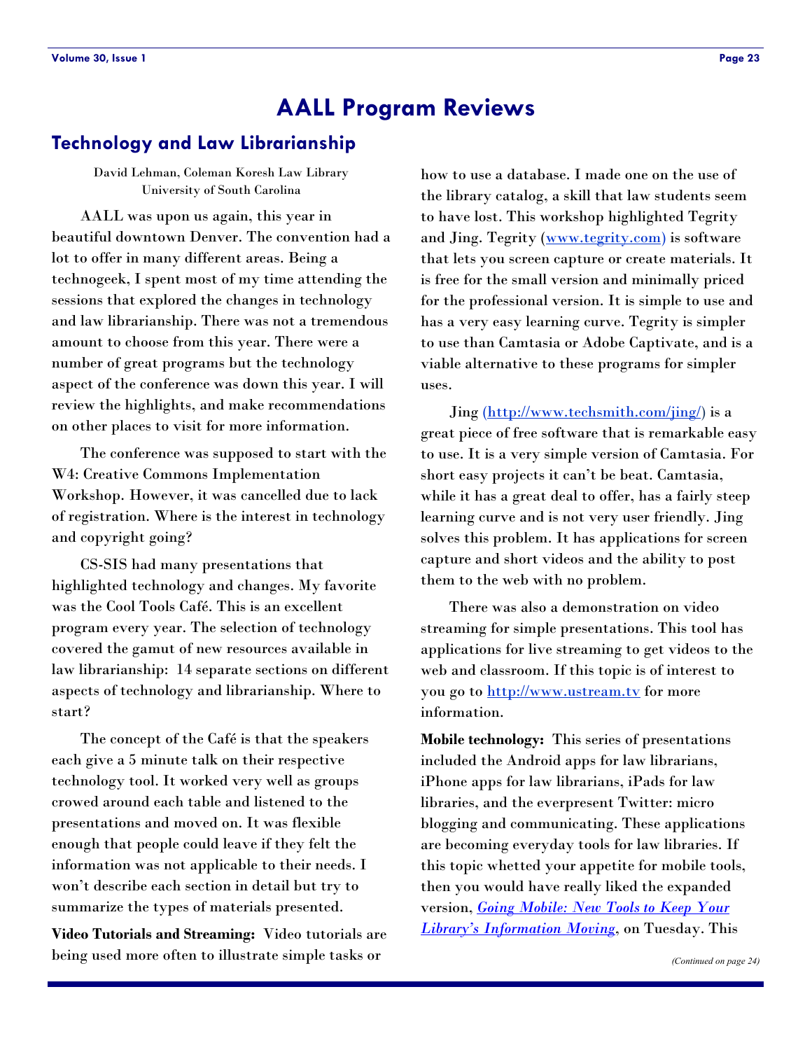# AALL Program Reviews

## Technology and Law Librarianship

David Lehman, Coleman Koresh Law Library
University of South Carolina

AALL was upon us again, this year in beautiful downtown Denver. The convention had a lot to offer in many different areas. Being a technogeek, I spent most of my time attending the sessions that explored the changes in technology and law librarianship. There was not a tremendous amount to choose from this year. There were a number of great programs but the technology aspect of the conference was down this year. I will review the highlights, and make recommendations on other places to visit for more information.

The conference was supposed to start with the W4: Creative Commons Implementation Workshop. However, it was cancelled due to lack of registration. Where is the interest in technology and copyright going?

CS-SIS had many presentations that highlighted technology and changes. My favorite was the Cool Tools Café. This is an excellent program every year. The selection of technology covered the gamut of new resources available in law librarianship: 14 separate sections on different aspects of technology and librarianship. Where to start?

The concept of the Café is that the speakers each give a 5 minute talk on their respective technology tool. It worked very well as groups crowed around each table and listened to the presentations and moved on. It was flexible enough that people could leave if they felt the information was not applicable to their needs. I won't describe each section in detail but try to summarize the types of materials presented.

**Video Tutorials and Streaming:** Video tutorials are being used more often to illustrate simple tasks or how to use a database. I made one on the use of the library catalog, a skill that law students seem to have lost. This workshop highlighted Tegrity and Jing. Tegrity (www.tegrity.com) is software that lets you screen capture or create materials. It is free for the small version and minimally priced for the professional version. It is simple to use and has a very easy learning curve. Tegrity is simpler to use than Camtasia or Adobe Captivate, and is a viable alternative to these programs for simpler uses.

Jing (http://www.techsmith.com/jing/) is a great piece of free software that is remarkable easy to use. It is a very simple version of Camtasia. For short easy projects it can't be beat. Camtasia, while it has a great deal to offer, has a fairly steep learning curve and is not very user friendly. Jing solves this problem. It has applications for screen capture and short videos and the ability to post them to the web with no problem.

There was also a demonstration on video streaming for simple presentations. This tool has applications for live streaming to get videos to the web and classroom. If this topic is of interest to you go to http://www.ustream.tv for more information.

**Mobile technology:** This series of presentations included the Android apps for law librarians, iPhone apps for law librarians, iPads for law libraries, and the everpresent Twitter: micro blogging and communicating. These applications are becoming everyday tools for law libraries. If this topic whetted your appetite for mobile tools, then you would have really liked the expanded version, ***Going Mobile: New Tools to Keep Your Library's Information Moving***, on Tuesday. This

*(Continued on page 24)*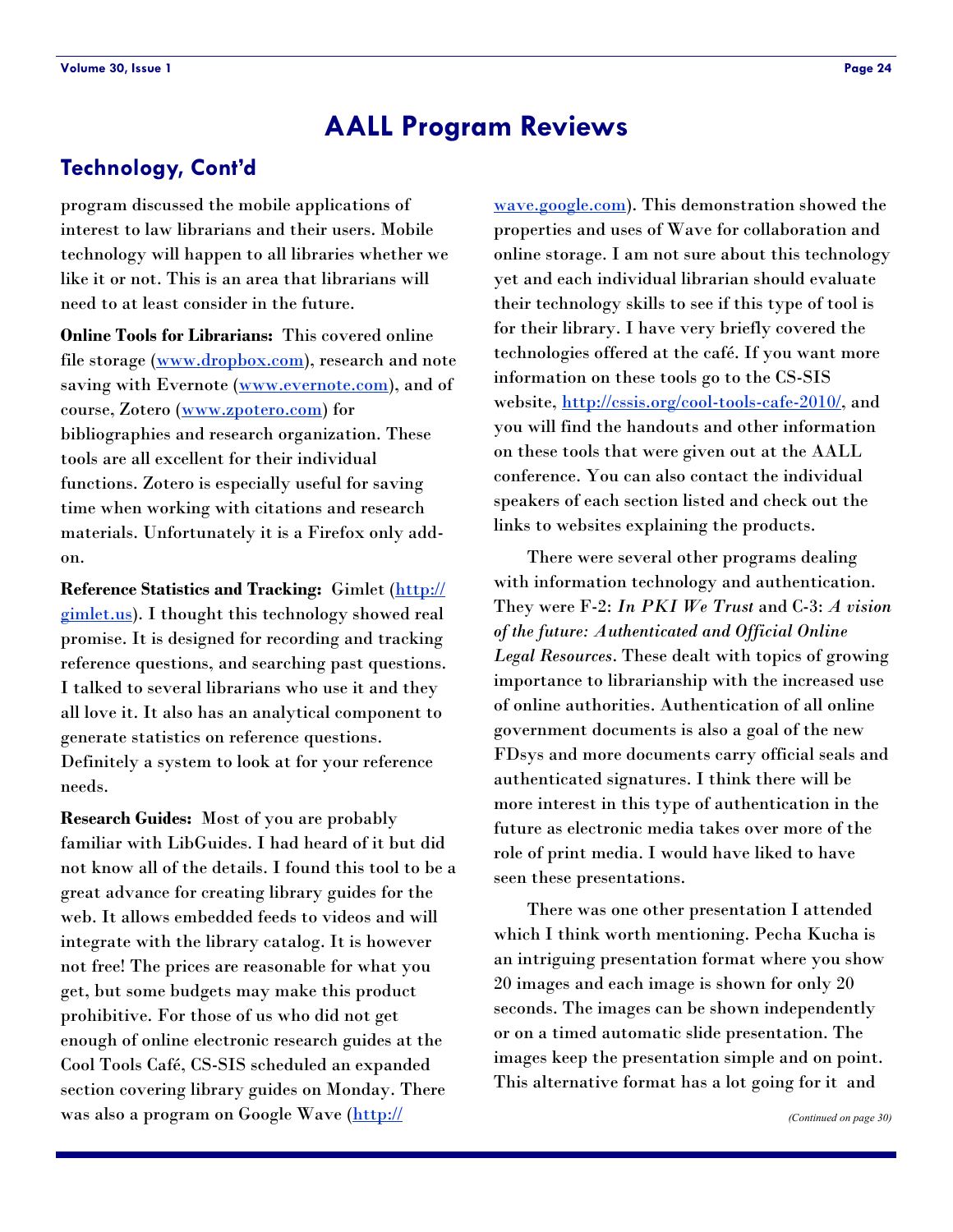# AALL Program Reviews

## Technology, Cont'd

program discussed the mobile applications of interest to law librarians and their users. Mobile technology will happen to all libraries whether we like it or not. This is an area that librarians will need to at least consider in the future.

**Online Tools for Librarians:** This covered online file storage (www.dropbox.com), research and note saving with Evernote (www.evernote.com), and of course, Zotero (www.zpotero.com) for bibliographies and research organization. These tools are all excellent for their individual functions. Zotero is especially useful for saving time when working with citations and research materials. Unfortunately it is a Firefox only add-on.

**Reference Statistics and Tracking:** Gimlet (http://gimlet.us). I thought this technology showed real promise. It is designed for recording and tracking reference questions, and searching past questions. I talked to several librarians who use it and they all love it. It also has an analytical component to generate statistics on reference questions. Definitely a system to look at for your reference needs.

**Research Guides:** Most of you are probably familiar with LibGuides. I had heard of it but did not know all of the details. I found this tool to be a great advance for creating library guides for the web. It allows embedded feeds to videos and will integrate with the library catalog. It is however not free! The prices are reasonable for what you get, but some budgets may make this product prohibitive. For those of us who did not get enough of online electronic research guides at the Cool Tools Café, CS-SIS scheduled an expanded section covering library guides on Monday. There was also a program on Google Wave (http://wave.google.com). This demonstration showed the properties and uses of Wave for collaboration and online storage. I am not sure about this technology yet and each individual librarian should evaluate their technology skills to see if this type of tool is for their library. I have very briefly covered the technologies offered at the café. If you want more information on these tools go to the CS-SIS website, http://cssis.org/cool-tools-cafe-2010/, and you will find the handouts and other information on these tools that were given out at the AALL conference. You can also contact the individual speakers of each section listed and check out the links to websites explaining the products.

There were several other programs dealing with information technology and authentication. They were F-2: *In PKI We Trust* and C-3: *A vision of the future: Authenticated and Official Online Legal Resources*. These dealt with topics of growing importance to librarianship with the increased use of online authorities. Authentication of all online government documents is also a goal of the new FDsys and more documents carry official seals and authenticated signatures. I think there will be more interest in this type of authentication in the future as electronic media takes over more of the role of print media. I would have liked to have seen these presentations.

There was one other presentation I attended which I think worth mentioning. Pecha Kucha is an intriguing presentation format where you show 20 images and each image is shown for only 20 seconds. The images can be shown independently or on a timed automatic slide presentation. The images keep the presentation simple and on point. This alternative format has a lot going for it and

*(Continued on page 30)*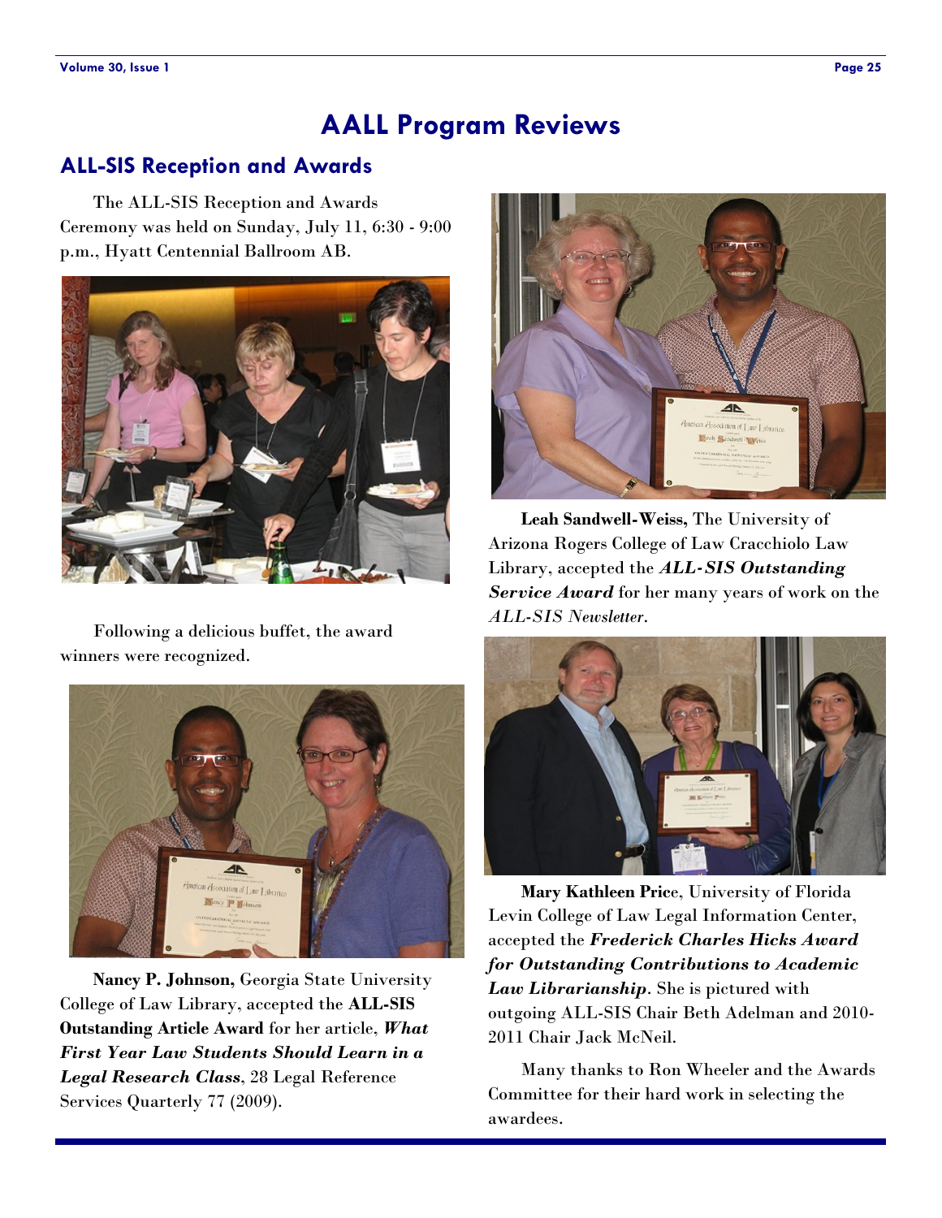# AALL Program Reviews

## ALL-SIS Reception and Awards

The ALL-SIS Reception and Awards Ceremony was held on Sunday, July 11, 6:30 - 9:00 p.m., Hyatt Centennial Ballroom AB.

Following a delicious buffet, the award winners were recognized.

**Nancy P. Johnson,** Georgia State University College of Law Library, accepted the **ALL-SIS Outstanding Article Award** for her article, ***What First Year Law Students Should Learn in a Legal Research Class***, 28 Legal Reference Services Quarterly 77 (2009).

**Leah Sandwell-Weiss,** The University of Arizona Rogers College of Law Cracchiolo Law Library, accepted the ***ALL-SIS Outstanding Service Award*** for her many years of work on the *ALL-SIS Newsletter*.

**Mary Kathleen Price**, University of Florida Levin College of Law Legal Information Center, accepted the ***Frederick Charles Hicks Award for Outstanding Contributions to Academic Law Librarianship***. She is pictured with outgoing ALL-SIS Chair Beth Adelman and 2010-2011 Chair Jack McNeil.

Many thanks to Ron Wheeler and the Awards Committee for their hard work in selecting the awardees.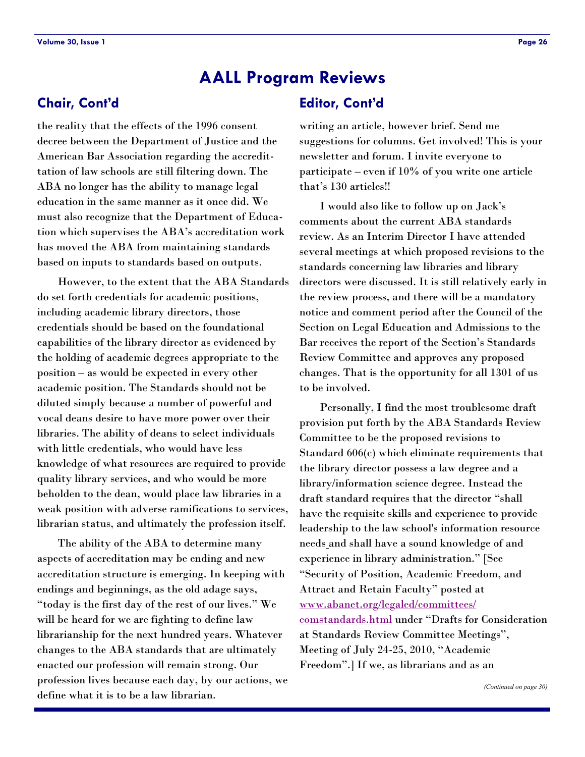# AALL Program Reviews

## Chair, Cont'd

the reality that the effects of the 1996 consent decree between the Department of Justice and the American Bar Association regarding the accredittation of law schools are still filtering down. The ABA no longer has the ability to manage legal education in the same manner as it once did. We must also recognize that the Department of Education which supervises the ABA's accreditation work has moved the ABA from maintaining standards based on inputs to standards based on outputs.

However, to the extent that the ABA Standards do set forth credentials for academic positions, including academic library directors, those credentials should be based on the foundational capabilities of the library director as evidenced by the holding of academic degrees appropriate to the position – as would be expected in every other academic position. The Standards should not be diluted simply because a number of powerful and vocal deans desire to have more power over their libraries. The ability of deans to select individuals with little credentials, who would have less knowledge of what resources are required to provide quality library services, and who would be more beholden to the dean, would place law libraries in a weak position with adverse ramifications to services, librarian status, and ultimately the profession itself.

The ability of the ABA to determine many aspects of accreditation may be ending and new accreditation structure is emerging. In keeping with endings and beginnings, as the old adage says, "today is the first day of the rest of our lives." We will be heard for we are fighting to define law librarianship for the next hundred years. Whatever changes to the ABA standards that are ultimately enacted our profession will remain strong. Our profession lives because each day, by our actions, we define what it is to be a law librarian.

## Editor, Cont'd

writing an article, however brief. Send me suggestions for columns. Get involved! This is your newsletter and forum. I invite everyone to participate – even if 10% of you write one article that's 130 articles!!

I would also like to follow up on Jack's comments about the current ABA standards review. As an Interim Director I have attended several meetings at which proposed revisions to the standards concerning law libraries and library directors were discussed. It is still relatively early in the review process, and there will be a mandatory notice and comment period after the Council of the Section on Legal Education and Admissions to the Bar receives the report of the Section's Standards Review Committee and approves any proposed changes. That is the opportunity for all 1301 of us to be involved.

Personally, I find the most troublesome draft provision put forth by the ABA Standards Review Committee to be the proposed revisions to Standard 606(c) which eliminate requirements that the library director possess a law degree and a library/information science degree. Instead the draft standard requires that the director "shall have the requisite skills and experience to provide leadership to the law school's information resource needs and shall have a sound knowledge of and experience in library administration." [See "Security of Position, Academic Freedom, and Attract and Retain Faculty" posted at www.abanet.org/legaled/committees/comstandards.html under "Drafts for Consideration at Standards Review Committee Meetings", Meeting of July 24-25, 2010, "Academic Freedom".] If we, as librarians and as an

*(Continued on page 30)*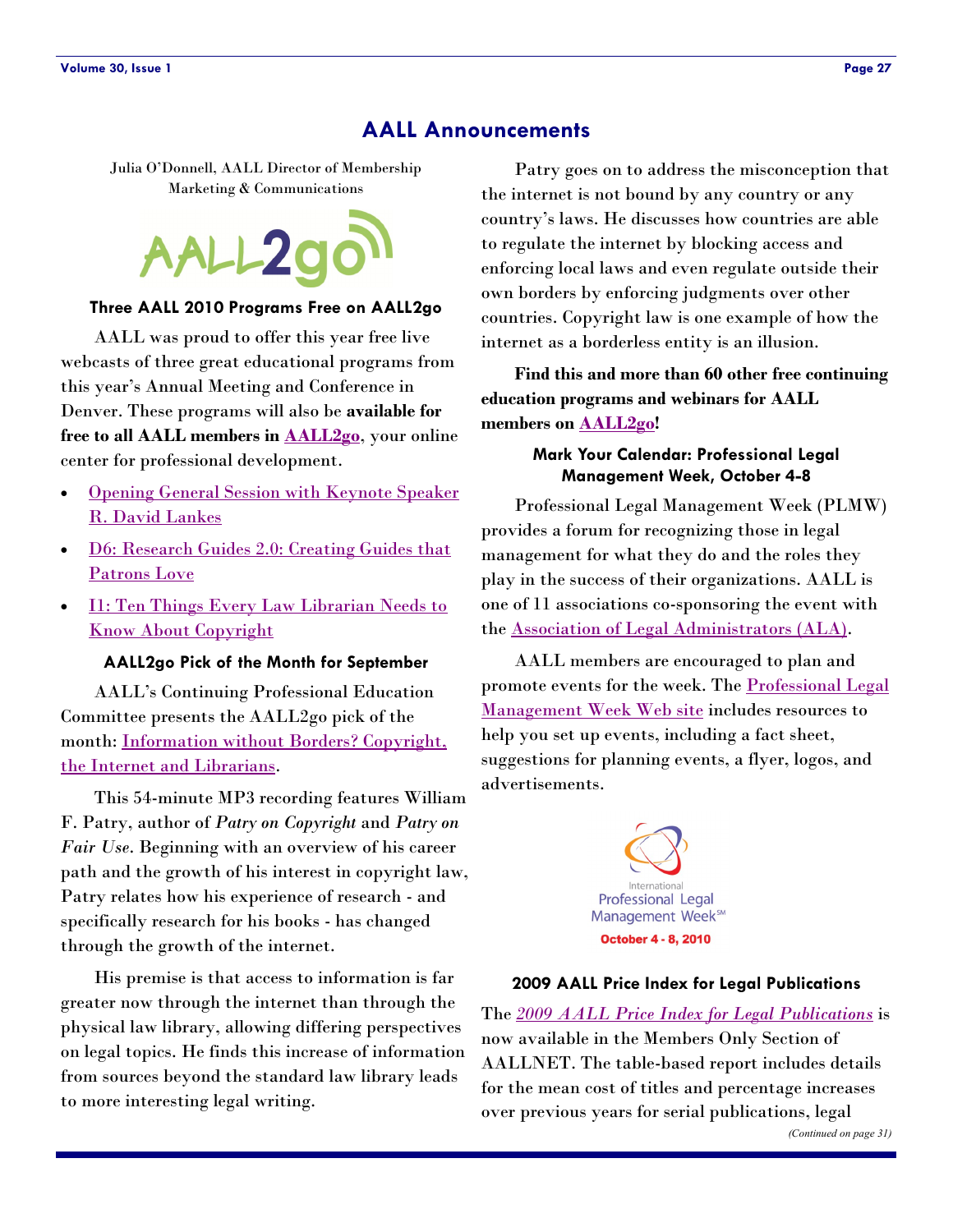# AALL Announcements

Julia O'Donnell, AALL Director of Membership Marketing & Communications

### Three AALL 2010 Programs Free on AALL2go

AALL was proud to offer this year free live webcasts of three great educational programs from this year's Annual Meeting and Conference in Denver. These programs will also be **available for free to all AALL members in AALL2go**, your online center for professional development.

- Opening General Session with Keynote Speaker R. David Lankes
- D6: Research Guides 2.0: Creating Guides that Patrons Love
- I1: Ten Things Every Law Librarian Needs to Know About Copyright

### AALL2go Pick of the Month for September

AALL's Continuing Professional Education Committee presents the AALL2go pick of the month: Information without Borders? Copyright, the Internet and Librarians.

This 54-minute MP3 recording features William F. Patry, author of *Patry on Copyright* and *Patry on Fair Use*. Beginning with an overview of his career path and the growth of his interest in copyright law, Patry relates how his experience of research - and specifically research for his books - has changed through the growth of the internet.

His premise is that access to information is far greater now through the internet than through the physical law library, allowing differing perspectives on legal topics. He finds this increase of information from sources beyond the standard law library leads to more interesting legal writing.

Patry goes on to address the misconception that the internet is not bound by any country or any country's laws. He discusses how countries are able to regulate the internet by blocking access and enforcing local laws and even regulate outside their own borders by enforcing judgments over other countries. Copyright law is one example of how the internet as a borderless entity is an illusion.

**Find this and more than 60 other free continuing education programs and webinars for AALL members on AALL2go!**

### Mark Your Calendar: Professional Legal Management Week, October 4-8

Professional Legal Management Week (PLMW) provides a forum for recognizing those in legal management for what they do and the roles they play in the success of their organizations. AALL is one of 11 associations co-sponsoring the event with the Association of Legal Administrators (ALA).

AALL members are encouraged to plan and promote events for the week. The Professional Legal Management Week Web site includes resources to help you set up events, including a fact sheet, suggestions for planning events, a flyer, logos, and advertisements.

International Professional Legal Management Week℠
October 4 - 8, 2010

### 2009 AALL Price Index for Legal Publications

The *2009 AALL Price Index for Legal Publications* is now available in the Members Only Section of AALLNET. The table-based report includes details for the mean cost of titles and percentage increases over previous years for serial publications, legal

*(Continued on page 31)*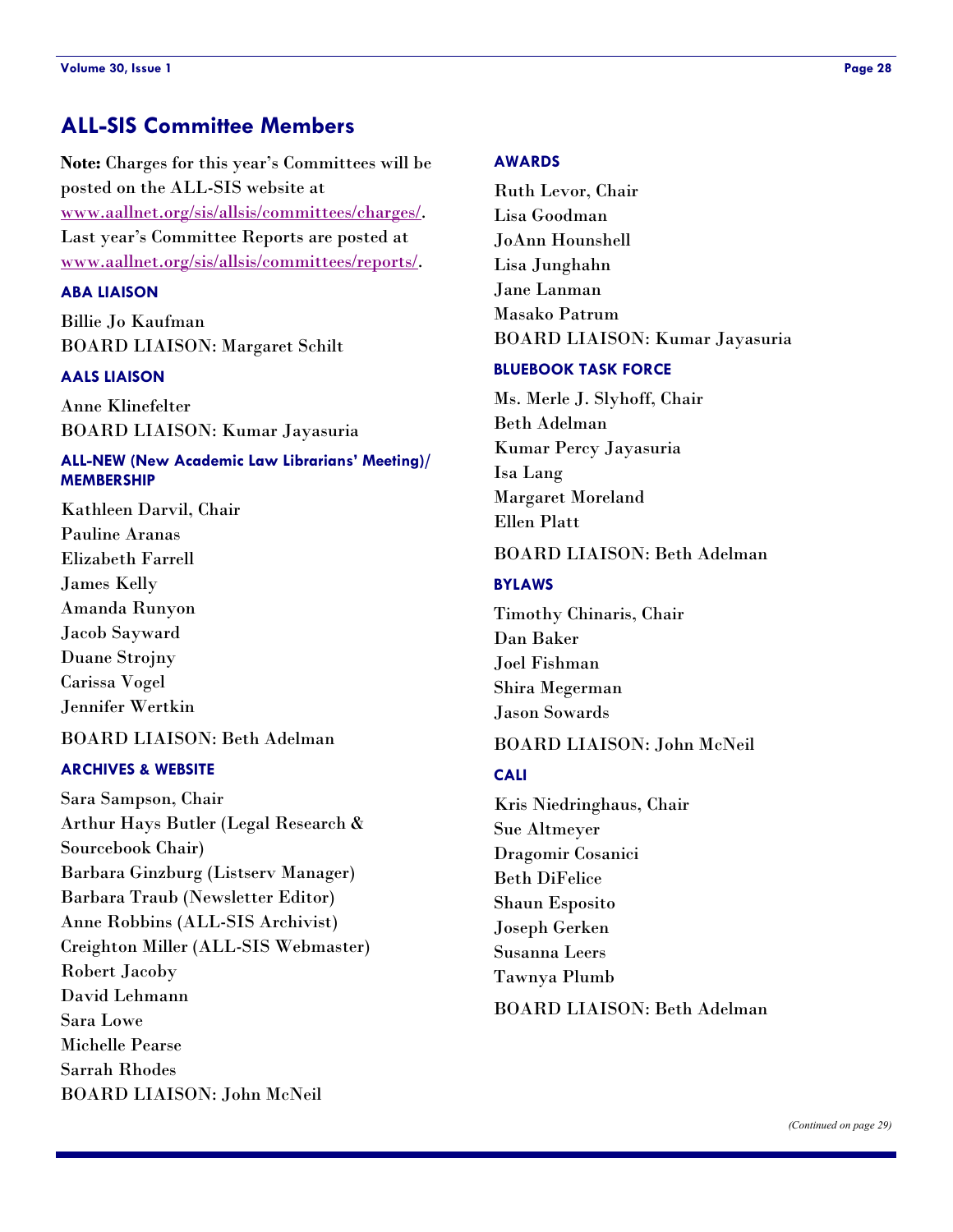## ALL-SIS Committee Members

**Note:** Charges for this year's Committees will be posted on the ALL-SIS website at [www.aallnet.org/sis/allsis/committees/charges/](www.aallnet.org/sis/allsis/committees/charges/). Last year's Committee Reports are posted at [www.aallnet.org/sis/allsis/committees/reports/](www.aallnet.org/sis/allsis/committees/reports/).

### ABA LIAISON

Billie Jo Kaufman
BOARD LIAISON: Margaret Schilt

### AALS LIAISON

Anne Klinefelter
BOARD LIAISON: Kumar Jayasuria

### ALL-NEW (New Academic Law Librarians' Meeting)/ MEMBERSHIP

Kathleen Darvil, Chair
Pauline Aranas
Elizabeth Farrell
James Kelly
Amanda Runyon
Jacob Sayward
Duane Strojny
Carissa Vogel
Jennifer Wertkin

BOARD LIAISON: Beth Adelman

### ARCHIVES & WEBSITE

Sara Sampson, Chair
Arthur Hays Butler (Legal Research & Sourcebook Chair)
Barbara Ginzburg (Listserv Manager)
Barbara Traub (Newsletter Editor)
Anne Robbins (ALL-SIS Archivist)
Creighton Miller (ALL-SIS Webmaster)
Robert Jacoby
David Lehmann
Sara Lowe
Michelle Pearse
Sarrah Rhodes
BOARD LIAISON: John McNeil

### AWARDS

Ruth Levor, Chair
Lisa Goodman
JoAnn Hounshell
Lisa Junghahn
Jane Lanman
Masako Patrum
BOARD LIAISON: Kumar Jayasuria

### BLUEBOOK TASK FORCE

Ms. Merle J. Slyhoff, Chair
Beth Adelman
Kumar Percy Jayasuria
Isa Lang
Margaret Moreland
Ellen Platt

BOARD LIAISON: Beth Adelman

### BYLAWS

Timothy Chinaris, Chair
Dan Baker
Joel Fishman
Shira Megerman
Jason Sowards

BOARD LIAISON: John McNeil

### CALI

Kris Niedringhaus, Chair
Sue Altmeyer
Dragomir Cosanici
Beth DiFelice
Shaun Esposito
Joseph Gerken
Susanna Leers
Tawnya Plumb

BOARD LIAISON: Beth Adelman

*(Continued on page 29)*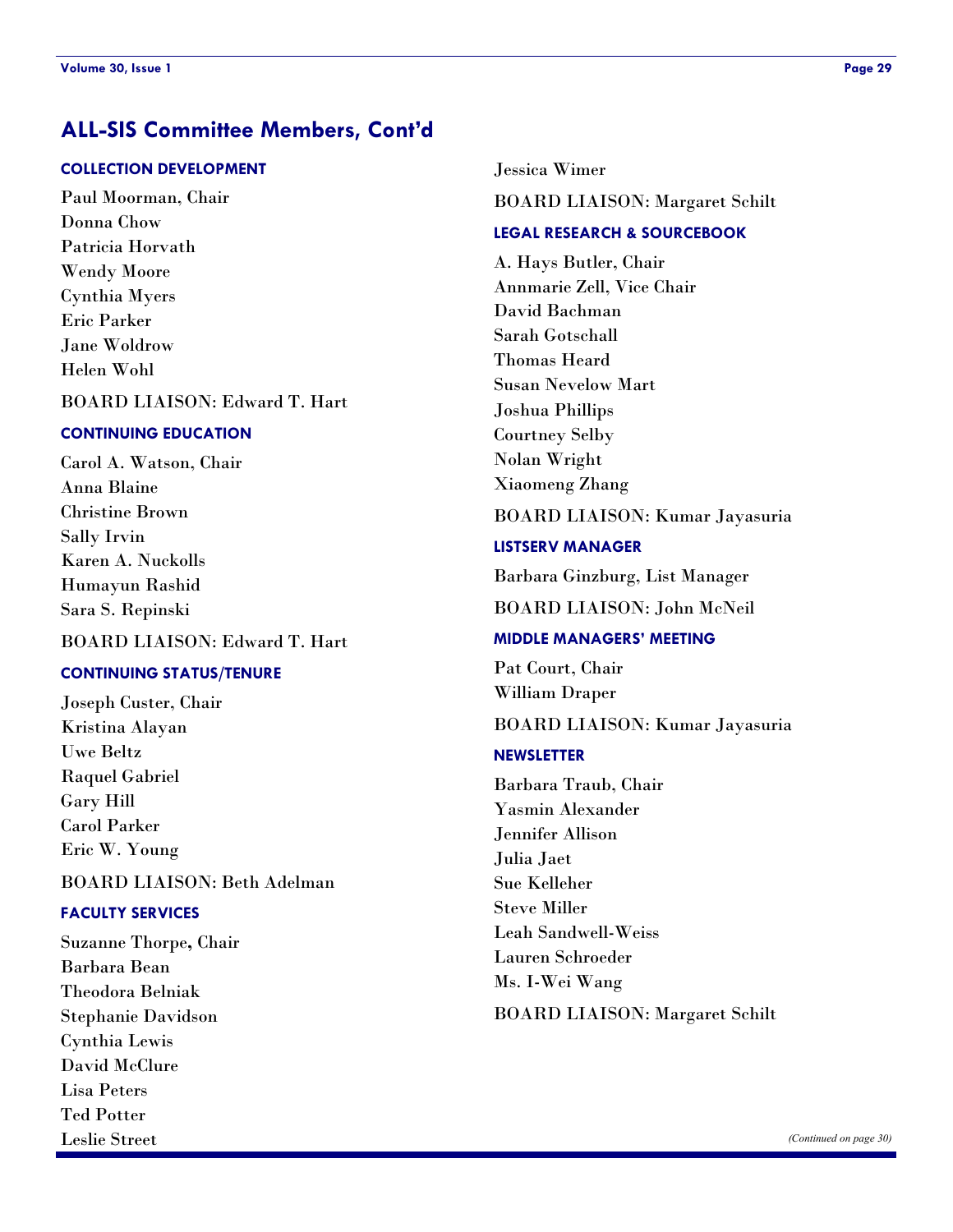## ALL-SIS Committee Members, Cont'd

### COLLECTION DEVELOPMENT

Paul Moorman, Chair
Donna Chow
Patricia Horvath
Wendy Moore
Cynthia Myers
Eric Parker
Jane Woldrow
Helen Wohl

BOARD LIAISON: Edward T. Hart

### CONTINUING EDUCATION

Carol A. Watson, Chair
Anna Blaine
Christine Brown
Sally Irvin
Karen A. Nuckolls
Humayun Rashid
Sara S. Repinski

BOARD LIAISON: Edward T. Hart

### CONTINUING STATUS/TENURE

Joseph Custer, Chair
Kristina Alayan
Uwe Beltz
Raquel Gabriel
Gary Hill
Carol Parker
Eric W. Young

BOARD LIAISON: Beth Adelman

### FACULTY SERVICES

Suzanne Thorpe, Chair
Barbara Bean
Theodora Belniak
Stephanie Davidson
Cynthia Lewis
David McClure
Lisa Peters
Ted Potter
Leslie Street
Jessica Wimer

BOARD LIAISON: Margaret Schilt

### LEGAL RESEARCH & SOURCEBOOK

A. Hays Butler, Chair
Annmarie Zell, Vice Chair
David Bachman
Sarah Gotschall
Thomas Heard
Susan Nevelow Mart
Joshua Phillips
Courtney Selby
Nolan Wright
Xiaomeng Zhang

BOARD LIAISON: Kumar Jayasuria

### LISTSERV MANAGER

Barbara Ginzburg, List Manager

BOARD LIAISON: John McNeil

### MIDDLE MANAGERS' MEETING

Pat Court, Chair
William Draper

BOARD LIAISON: Kumar Jayasuria

### NEWSLETTER

Barbara Traub, Chair
Yasmin Alexander
Jennifer Allison
Julia Jaet
Sue Kelleher
Steve Miller
Leah Sandwell-Weiss
Lauren Schroeder
Ms. I-Wei Wang

BOARD LIAISON: Margaret Schilt

*(Continued on page 30)*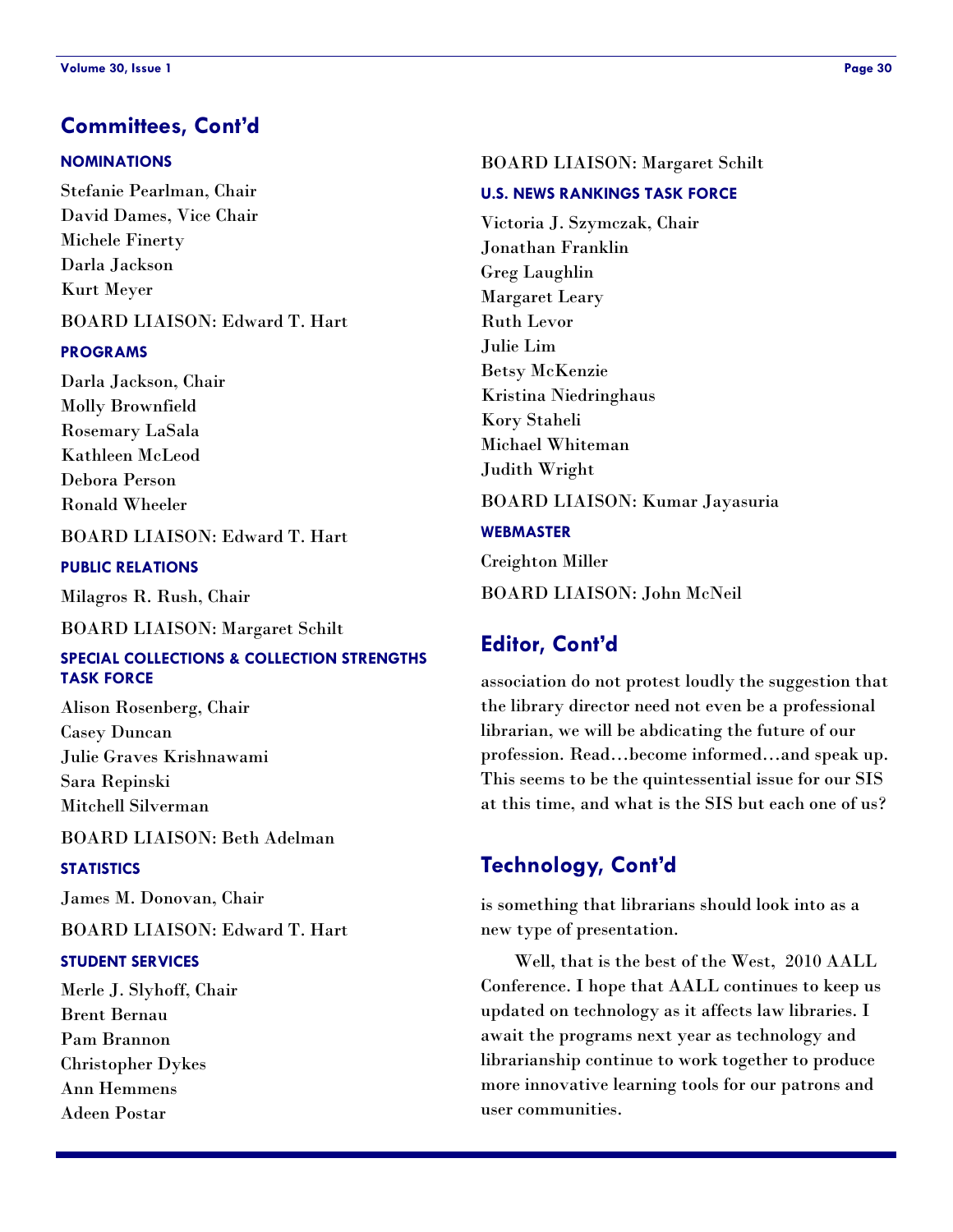## Committees, Cont'd

### NOMINATIONS

Stefanie Pearlman, Chair
David Dames, Vice Chair
Michele Finerty
Darla Jackson
Kurt Meyer

BOARD LIAISON: Edward T. Hart

### PROGRAMS

Darla Jackson, Chair
Molly Brownfield
Rosemary LaSala
Kathleen McLeod
Debora Person
Ronald Wheeler

BOARD LIAISON: Edward T. Hart

### PUBLIC RELATIONS

Milagros R. Rush, Chair

BOARD LIAISON: Margaret Schilt

### SPECIAL COLLECTIONS & COLLECTION STRENGTHS TASK FORCE

Alison Rosenberg, Chair
Casey Duncan
Julie Graves Krishnawami
Sara Repinski
Mitchell Silverman

BOARD LIAISON: Beth Adelman

### STATISTICS

James M. Donovan, Chair

BOARD LIAISON: Edward T. Hart

### STUDENT SERVICES

Merle J. Slyhoff, Chair
Brent Bernau
Pam Brannon
Christopher Dykes
Ann Hemmens
Adeen Postar

BOARD LIAISON: Margaret Schilt

### U.S. NEWS RANKINGS TASK FORCE

Victoria J. Szymczak, Chair
Jonathan Franklin
Greg Laughlin
Margaret Leary
Ruth Levor
Julie Lim
Betsy McKenzie
Kristina Niedringhaus
Kory Staheli
Michael Whiteman
Judith Wright

BOARD LIAISON: Kumar Jayasuria

### WEBMASTER

Creighton Miller

BOARD LIAISON: John McNeil

## Editor, Cont'd

association do not protest loudly the suggestion that the library director need not even be a professional librarian, we will be abdicating the future of our profession. Read…become informed…and speak up. This seems to be the quintessential issue for our SIS at this time, and what is the SIS but each one of us?

## Technology, Cont'd

is something that librarians should look into as a new type of presentation.

Well, that is the best of the West, 2010 AALL Conference. I hope that AALL continues to keep us updated on technology as it affects law libraries. I await the programs next year as technology and librarianship continue to work together to produce more innovative learning tools for our patrons and user communities.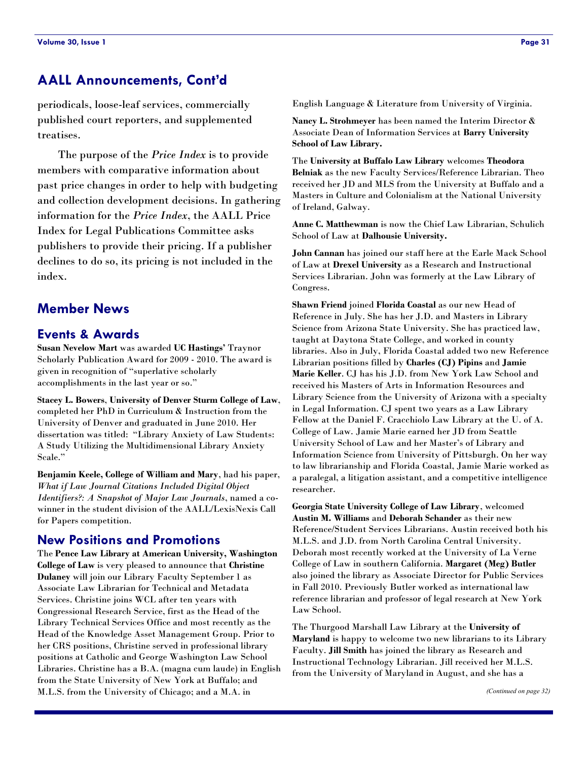## AALL Announcements, Cont'd

periodicals, loose-leaf services, commercially published court reporters, and supplemented treatises.

The purpose of the *Price Index* is to provide members with comparative information about past price changes in order to help with budgeting and collection development decisions. In gathering information for the *Price Index*, the AALL Price Index for Legal Publications Committee asks publishers to provide their pricing. If a publisher declines to do so, its pricing is not included in the index.

## Member News

### Events & Awards

**Susan Nevelow Mart** was awarded **UC Hastings'** Traynor Scholarly Publication Award for 2009 - 2010. The award is given in recognition of "superlative scholarly accomplishments in the last year or so."

**Stacey L. Bowers**, **University of Denver Sturm College of Law**, completed her PhD in Curriculum & Instruction from the University of Denver and graduated in June 2010. Her dissertation was titled: "Library Anxiety of Law Students: A Study Utilizing the Multidimensional Library Anxiety Scale."

**Benjamin Keele, College of William and Mary**, had his paper, *What if Law Journal Citations Included Digital Object Identifiers?: A Snapshot of Major Law Journals*, named a co-winner in the student division of the AALL/LexisNexis Call for Papers competition.

### New Positions and Promotions

The **Pence Law Library at American University, Washington College of Law** is very pleased to announce that **Christine Dulaney** will join our Library Faculty September 1 as Associate Law Librarian for Technical and Metadata Services. Christine joins WCL after ten years with Congressional Research Service, first as the Head of the Library Technical Services Office and most recently as the Head of the Knowledge Asset Management Group. Prior to her CRS positions, Christine served in professional library positions at Catholic and George Washington Law School Libraries. Christine has a B.A. (magna cum laude) in English from the State University of New York at Buffalo; and M.L.S. from the University of Chicago; and a M.A. in English Language & Literature from University of Virginia.

**Nancy L. Strohmeyer** has been named the Interim Director & Associate Dean of Information Services at **Barry University School of Law Library.**

The **University at Buffalo Law Library** welcomes **Theodora Belniak** as the new Faculty Services/Reference Librarian. Theo received her JD and MLS from the University at Buffalo and a Masters in Culture and Colonialism at the National University of Ireland, Galway.

**Anne C. Matthewman** is now the Chief Law Librarian, Schulich School of Law at **Dalhousie University.**

**John Cannan** has joined our staff here at the Earle Mack School of Law at **Drexel University** as a Research and Instructional Services Librarian. John was formerly at the Law Library of Congress.

**Shawn Friend** joined **Florida Coastal** as our new Head of Reference in July. She has her J.D. and Masters in Library Science from Arizona State University. She has practiced law, taught at Daytona State College, and worked in county libraries. Also in July, Florida Coastal added two new Reference Librarian positions filled by **Charles (CJ) Pipins** and **Jamie Marie Keller**. CJ has his J.D. from New York Law School and received his Masters of Arts in Information Resources and Library Science from the University of Arizona with a specialty in Legal Information. CJ spent two years as a Law Library Fellow at the Daniel F. Cracchiolo Law Library at the U. of A. College of Law. Jamie Marie earned her JD from Seattle University School of Law and her Master's of Library and Information Science from University of Pittsburgh. On her way to law librarianship and Florida Coastal, Jamie Marie worked as a paralegal, a litigation assistant, and a competitive intelligence researcher.

**Georgia State University College of Law Library**, welcomed **Austin M. Williams** and **Deborah Schander** as their new Reference/Student Services Librarians. Austin received both his M.L.S. and J.D. from North Carolina Central University. Deborah most recently worked at the University of La Verne College of Law in southern California. **Margaret (Meg) Butler** also joined the library as Associate Director for Public Services in Fall 2010. Previously Butler worked as international law reference librarian and professor of legal research at New York Law School.

The Thurgood Marshall Law Library at the **University of Maryland** is happy to welcome two new librarians to its Library Faculty. **Jill Smith** has joined the library as Research and Instructional Technology Librarian. Jill received her M.L.S. from the University of Maryland in August, and she has a

*(Continued on page 32)*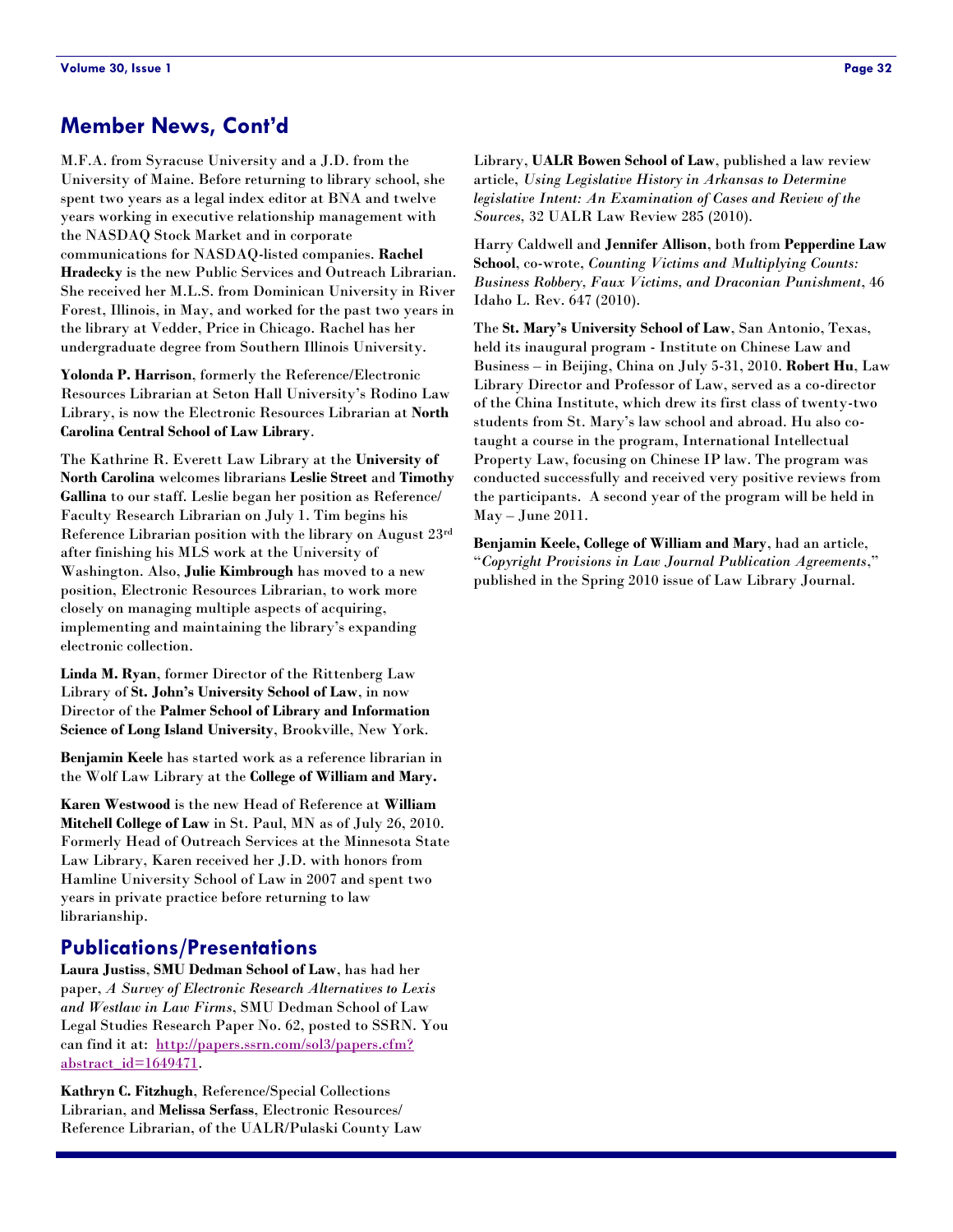## Member News, Cont'd

M.F.A. from Syracuse University and a J.D. from the University of Maine. Before returning to library school, she spent two years as a legal index editor at BNA and twelve years working in executive relationship management with the NASDAQ Stock Market and in corporate communications for NASDAQ-listed companies. **Rachel Hradecky** is the new Public Services and Outreach Librarian. She received her M.L.S. from Dominican University in River Forest, Illinois, in May, and worked for the past two years in the library at Vedder, Price in Chicago. Rachel has her undergraduate degree from Southern Illinois University.

**Yolonda P. Harrison**, formerly the Reference/Electronic Resources Librarian at Seton Hall University's Rodino Law Library, is now the Electronic Resources Librarian at **North Carolina Central School of Law Library**.

The Kathrine R. Everett Law Library at the **University of North Carolina** welcomes librarians **Leslie Street** and **Timothy Gallina** to our staff. Leslie began her position as Reference/ Faculty Research Librarian on July 1. Tim begins his Reference Librarian position with the library on August 23rd after finishing his MLS work at the University of Washington. Also, **Julie Kimbrough** has moved to a new position, Electronic Resources Librarian, to work more closely on managing multiple aspects of acquiring, implementing and maintaining the library's expanding electronic collection.

**Linda M. Ryan**, former Director of the Rittenberg Law Library of **St. John's University School of Law**, in now Director of the **Palmer School of Library and Information Science of Long Island University**, Brookville, New York.

**Benjamin Keele** has started work as a reference librarian in the Wolf Law Library at the **College of William and Mary.**

**Karen Westwood** is the new Head of Reference at **William Mitchell College of Law** in St. Paul, MN as of July 26, 2010. Formerly Head of Outreach Services at the Minnesota State Law Library, Karen received her J.D. with honors from Hamline University School of Law in 2007 and spent two years in private practice before returning to law librarianship.

## Publications/Presentations

**Laura Justiss**, **SMU Dedman School of Law**, has had her paper, *A Survey of Electronic Research Alternatives to Lexis and Westlaw in Law Firms*, SMU Dedman School of Law Legal Studies Research Paper No. 62, posted to SSRN. You can find it at: [http://papers.ssrn.com/sol3/papers.cfm?abstract_id=1649471](http://papers.ssrn.com/sol3/papers.cfm?abstract_id=1649471).

**Kathryn C. Fitzhugh**, Reference/Special Collections Librarian, and **Melissa Serfass**, Electronic Resources/ Reference Librarian, of the UALR/Pulaski County Law Library, **UALR Bowen School of Law**, published a law review article, *Using Legislative History in Arkansas to Determine legislative Intent: An Examination of Cases and Review of the Sources*, 32 UALR Law Review 285 (2010).

Harry Caldwell and **Jennifer Allison**, both from **Pepperdine Law School**, co-wrote, *Counting Victims and Multiplying Counts: Business Robbery, Faux Victims, and Draconian Punishment*, 46 Idaho L. Rev. 647 (2010).

The **St. Mary's University School of Law**, San Antonio, Texas, held its inaugural program - Institute on Chinese Law and Business – in Beijing, China on July 5-31, 2010. **Robert Hu**, Law Library Director and Professor of Law, served as a co-director of the China Institute, which drew its first class of twenty-two students from St. Mary's law school and abroad. Hu also co-taught a course in the program, International Intellectual Property Law, focusing on Chinese IP law. The program was conducted successfully and received very positive reviews from the participants. A second year of the program will be held in May – June 2011.

**Benjamin Keele, College of William and Mary**, had an article, "*Copyright Provisions in Law Journal Publication Agreements*," published in the Spring 2010 issue of Law Library Journal.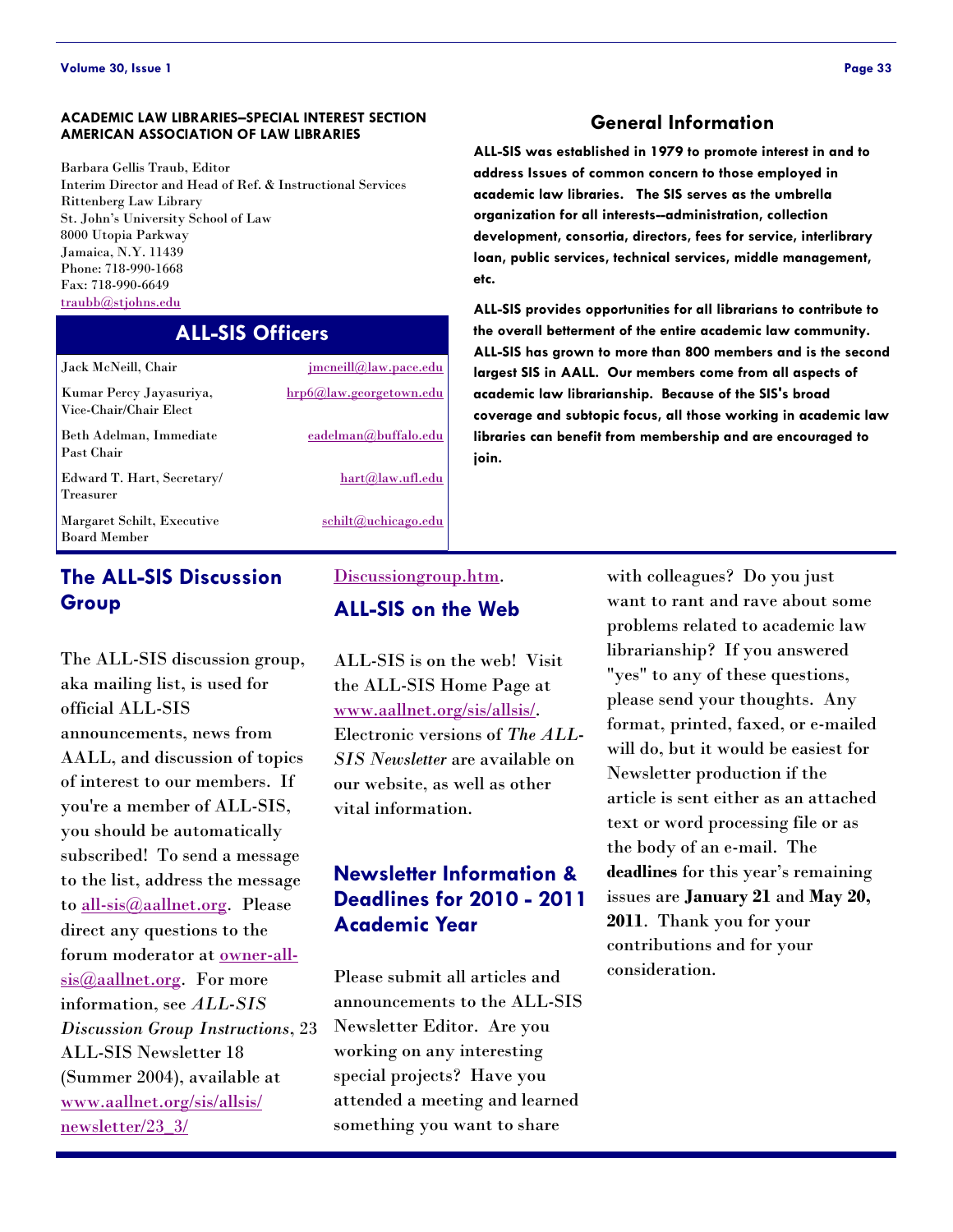**ACADEMIC LAW LIBRARIES–SPECIAL INTEREST SECTION**
**AMERICAN ASSOCIATION OF LAW LIBRARIES**

Barbara Gellis Traub, Editor
Interim Director and Head of Ref. & Instructional Services
Rittenberg Law Library
St. John's University School of Law
8000 Utopia Parkway
Jamaica, N.Y. 11439
Phone: 718-990-1668
Fax: 718-990-6649
traubb@stjohns.edu

## ALL-SIS Officers

| | |
|---|---|
| Jack McNeill, Chair | jmcneill@law.pace.edu |
| Kumar Percy Jayasuriya, Vice-Chair/Chair Elect | hrp6@law.georgetown.edu |
| Beth Adelman, Immediate Past Chair | eadelman@buffalo.edu |
| Edward T. Hart, Secretary/ Treasurer | hart@law.ufl.edu |
| Margaret Schilt, Executive Board Member | schilt@uchicago.edu |

## General Information

**ALL-SIS was established in 1979 to promote interest in and to address Issues of common concern to those employed in academic law libraries. The SIS serves as the umbrella organization for all interests--administration, collection development, consortia, directors, fees for service, interlibrary loan, public services, technical services, middle management, etc.**

**ALL-SIS provides opportunities for all librarians to contribute to the overall betterment of the entire academic law community. ALL-SIS has grown to more than 800 members and is the second largest SIS in AALL. Our members come from all aspects of academic law librarianship. Because of the SIS's broad coverage and subtopic focus, all those working in academic law libraries can benefit from membership and are encouraged to join.**

## The ALL-SIS Discussion Group

The ALL-SIS discussion group, aka mailing list, is used for official ALL-SIS announcements, news from AALL, and discussion of topics of interest to our members. If you're a member of ALL-SIS, you should be automatically subscribed! To send a message to the list, address the message to all-sis@aallnet.org. Please direct any questions to the forum moderator at owner-all-sis@aallnet.org. For more information, see *ALL-SIS Discussion Group Instructions*, 23 ALL-SIS Newsletter 18 (Summer 2004), available at www.aallnet.org/sis/allsis/newsletter/23_3/Discussiongroup.htm.

## ALL-SIS on the Web

ALL-SIS is on the web! Visit the ALL-SIS Home Page at www.aallnet.org/sis/allsis/. Electronic versions of *The ALL-SIS Newsletter* are available on our website, as well as other vital information.

## Newsletter Information & Deadlines for 2010 - 2011 Academic Year

Please submit all articles and announcements to the ALL-SIS Newsletter Editor. Are you working on any interesting special projects? Have you attended a meeting and learned something you want to share with colleagues? Do you just want to rant and rave about some problems related to academic law librarianship? If you answered "yes" to any of these questions, please send your thoughts. Any format, printed, faxed, or e-mailed will do, but it would be easiest for Newsletter production if the article is sent either as an attached text or word processing file or as the body of an e-mail. The **deadlines** for this year's remaining issues are **January 21** and **May 20, 2011**. Thank you for your contributions and for your consideration.